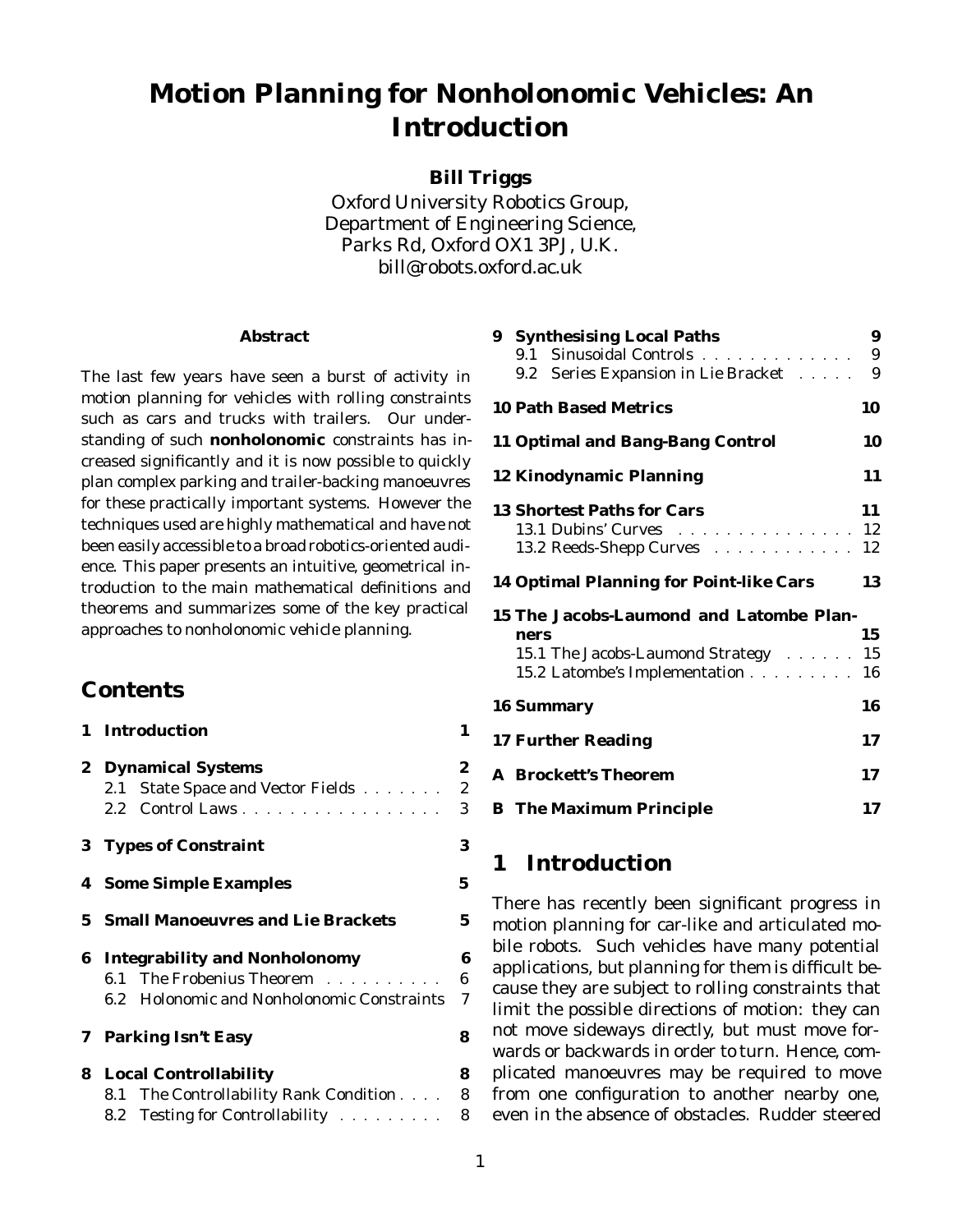# Motion Planning for Nonholonomic Vehicles: An Introduction

**Bill Triggs**

Oxford University Robotics Group,
Department of Engineering Science,
Parks Rd, Oxford OX1 3PJ, U.K.
bill@robots.oxford.ac.uk

### Abstract

The last few years have seen a burst of activity in motion planning for vehicles with rolling constraints such as cars and trucks with trailers. Our understanding of such **nonholonomic** constraints has increased significantly and it is now possible to quickly plan complex parking and trailer-backing manoeuvres for these practically important systems. However the techniques used are highly mathematical and have not been easily accessible to a broad robotics-oriented audience. This paper presents an intuitive, geometrical introduction to the main mathematical definitions and theorems and summarizes some of the key practical approaches to nonholonomic vehicle planning.

## Contents

- **1 Introduction** — 1
- **2 Dynamical Systems** — 2
  - 2.1 State Space and Vector Fields — 2
  - 2.2 Control Laws — 3
- **3 Types of Constraint** — 3
- **4 Some Simple Examples** — 5
- **5 Small Manoeuvres and Lie Brackets** — 5
- **6 Integrability and Nonholonomy** — 6
  - 6.1 The Frobenius Theorem — 6
  - 6.2 Holonomic and Nonholonomic Constraints — 7
- **7 Parking Isn't Easy** — 8
- **8 Local Controllability** — 8
  - 8.1 The Controllability Rank Condition — 8
  - 8.2 Testing for Controllability — 8
- **9 Synthesising Local Paths** — 9
  - 9.1 Sinusoidal Controls — 9
  - 9.2 Series Expansion in Lie Bracket — 9
- **10 Path Based Metrics** — 10
- **11 Optimal and Bang-Bang Control** — 10
- **12 Kinodynamic Planning** — 11
- **13 Shortest Paths for Cars** — 11
  - 13.1 Dubins' Curves — 12
  - 13.2 Reeds-Shepp Curves — 12
- **14 Optimal Planning for Point-like Cars** — 13
- **15 The Jacobs-Laumond and Latombe Planners** — 15
  - 15.1 The Jacobs-Laumond Strategy — 15
  - 15.2 Latombe's Implementation — 16
- **16 Summary** — 16
- **17 Further Reading** — 17
- **A Brockett's Theorem** — 17
- **B The Maximum Principle** — 17

## 1 Introduction

There has recently been significant progress in motion planning for car-like and articulated mobile robots. Such vehicles have many potential applications, but planning for them is difficult because they are subject to rolling constraints that limit the possible directions of motion: they can not move sideways directly, but must move forwards or backwards in order to turn. Hence, complicated manoeuvres may be required to move from one configuration to another nearby one, even in the absence of obstacles. Rudder steered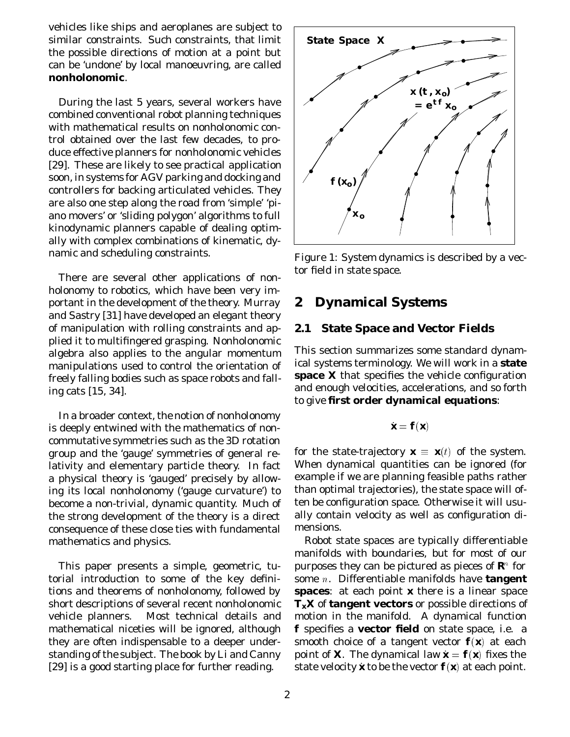vehicles like ships and aeroplanes are subject to similar constraints. Such constraints, that limit the possible directions of motion at a point but can be 'undone' by local manoeuvring, are called **nonholonomic**.

During the last 5 years, several workers have combined conventional robot planning techniques with mathematical results on nonholonomic control obtained over the last few decades, to produce effective planners for nonholonomic vehicles [29]. These are likely to see practical application soon, in systems for AGV parking and docking and controllers for backing articulated vehicles. They are also one step along the road from 'simple' 'piano movers' or 'sliding polygon' algorithms to full kinodynamic planners capable of dealing optimally with complex combinations of kinematic, dynamic and scheduling constraints.

There are several other applications of nonholonomy to robotics, which have been very important in the development of the theory. Murray and Sastry [31] have developed an elegant theory of manipulation with rolling constraints and applied it to multifingered grasping. Nonholonomic algebra also applies to the angular momentum manipulations used to control the orientation of freely falling bodies such as space robots and falling cats [15, 34].

In a broader context, the notion of nonholonomy is deeply entwined with the mathematics of noncommutative symmetries such as the 3D rotation group and the 'gauge' symmetries of general relativity and elementary particle theory. In fact a physical theory is 'gauged' precisely by allowing its local nonholonomy ('gauge curvature') to become a non-trivial, dynamic quantity. Much of the strong development of the theory is a direct consequence of these close ties with fundamental mathematics and physics.

This paper presents a simple, geometric, tutorial introduction to some of the key definitions and theorems of nonholonomy, followed by short descriptions of several recent nonholonomic vehicle planners. Most technical details and mathematical niceties will be ignored, although they are often indispensable to a deeper understanding of the subject. The book by Li and Canny [29] is a good starting place for further reading.

Figure 1: System dynamics is described by a vector field in state space.

## 2 Dynamical Systems

### 2.1 State Space and Vector Fields

This section summarizes some standard dynamical systems terminology. We will work in a **state space X** that specifies the vehicle configuration and enough velocities, accelerations, and so forth to give **first order dynamical equations**:

$$\dot{\mathbf{x}} = \mathbf{f}(\mathbf{x})$$

for the state-trajectory $\mathbf{x} \equiv \mathbf{x}(t)$ of the system. When dynamical quantities can be ignored (for example if we are planning feasible paths rather than optimal trajectories), the state space will often be configuration space. Otherwise it will usually contain velocity as well as configuration dimensions.

Robot state spaces are typically differentiable manifolds with boundaries, but for most of our purposes they can be pictured as pieces of $\mathbf{R}^n$ for some $n$. Differentiable manifolds have **tangent spaces**: at each point $\mathbf{x}$ there is a linear space $\mathbf{T_x X}$ of **tangent vectors** or possible directions of motion in the manifold. A dynamical function $\mathbf{f}$ specifies a **vector field** on state space, i.e. a smooth choice of a tangent vector $\mathbf{f}(\mathbf{x})$ at each point of $\mathbf{X}$. The dynamical law $\dot{\mathbf{x}} = \mathbf{f}(\mathbf{x})$ fixes the state velocity $\dot{\mathbf{x}}$ to be the vector $\mathbf{f}(\mathbf{x})$ at each point.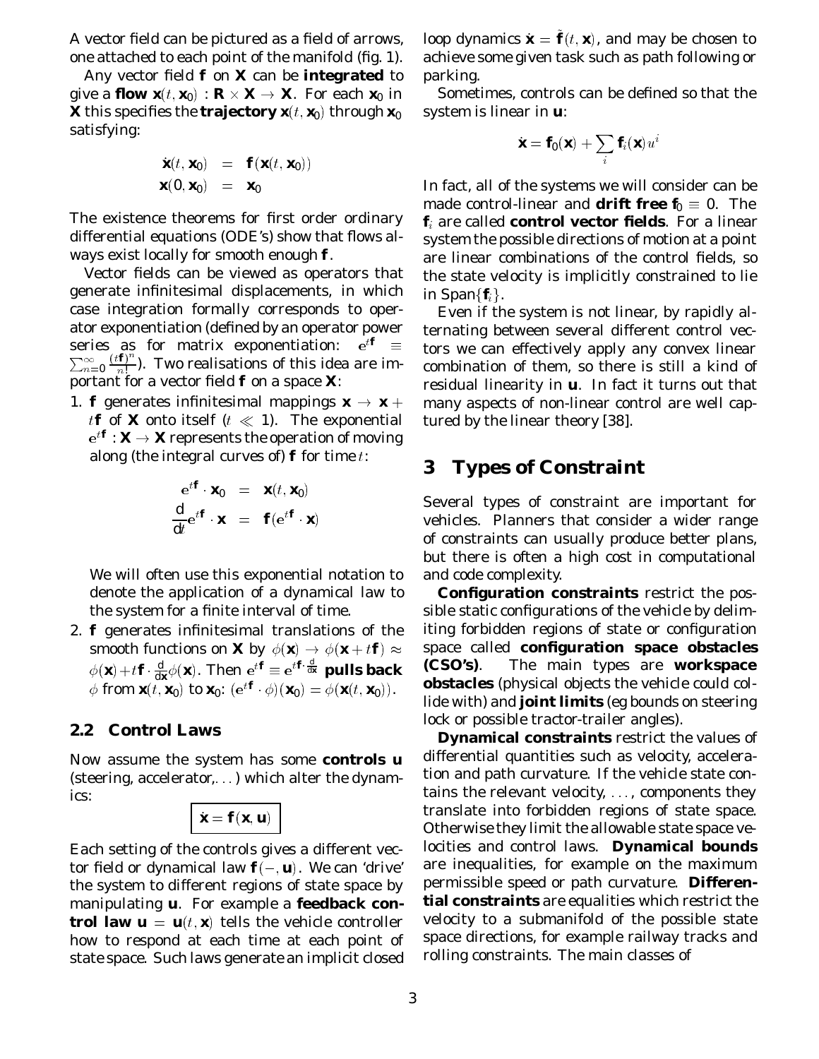A vector field can be pictured as a field of arrows, one attached to each point of the manifold (fig. 1).

Any vector field $\mathbf{f}$ on $\mathbf{X}$ can be **integrated** to give a **flow** $\mathbf{x}(t, \mathbf{x}_0) : \mathbf{R} \times \mathbf{X} \to \mathbf{X}$. For each $\mathbf{x}_0$ in $\mathbf{X}$ this specifies the **trajectory** $\mathbf{x}(t, \mathbf{x}_0)$ through $\mathbf{x}_0$ satisfying:

$$\begin{aligned} \dot{\mathbf{x}}(t, \mathbf{x}_0) &= \mathbf{f}(\mathbf{x}(t, \mathbf{x}_0)) \\ \mathbf{x}(0, \mathbf{x}_0) &= \mathbf{x}_0 \end{aligned}$$

The existence theorems for first order ordinary differential equations (ODE's) show that flows always exist locally for smooth enough $\mathbf{f}$.

Vector fields can be viewed as operators that generate infinitesimal displacements, in which case integration formally corresponds to operator exponentiation (defined by an operator power series as for matrix exponentiation: $e^{t\mathbf{f}} \equiv \sum_{n=0}^{\infty} \frac{(t\mathbf{f})^n}{n!}$). Two realisations of this idea are important for a vector field $\mathbf{f}$ on a space $\mathbf{X}$:

1. $\mathbf{f}$ generates infinitesimal mappings $\mathbf{x} \to \mathbf{x} + t\mathbf{f}$ of $\mathbf{X}$ onto itself ($t \ll 1$). The exponential $e^{t\mathbf{f}} : \mathbf{X} \to \mathbf{X}$ represents the operation of moving along (the integral curves of) $\mathbf{f}$ for time $t$:

$$\begin{aligned} e^{t\mathbf{f}} \cdot \mathbf{x}_0 &= \mathbf{x}(t, \mathbf{x}_0) \\ \frac{d}{dt} e^{t\mathbf{f}} \cdot \mathbf{x} &= \mathbf{f}(e^{t\mathbf{f}} \cdot \mathbf{x}) \end{aligned}$$

   We will often use this exponential notation to denote the application of a dynamical law to the system for a finite interval of time.

2. $\mathbf{f}$ generates infinitesimal translations of the smooth functions on $\mathbf{X}$ by $\phi(\mathbf{x}) \to \phi(\mathbf{x} + t\mathbf{f}) \approx \phi(\mathbf{x}) + t\mathbf{f} \cdot \frac{d}{d\mathbf{x}} \phi(\mathbf{x})$. Then $e^{t\mathbf{f}} \equiv e^{t\mathbf{f} \cdot \frac{d}{d\mathbf{x}}}$ **pulls back** $\phi$ from $\mathbf{x}(t, \mathbf{x}_0)$ to $\mathbf{x}_0$: $(e^{t\mathbf{f}} \cdot \phi)(\mathbf{x}_0) = \phi(\mathbf{x}(t, \mathbf{x}_0))$.

## 2.2 Control Laws

Now assume the system has some **controls u** (steering, accelerator,...) which alter the dynamics:

$$\boxed{\dot{\mathbf{x}} = \mathbf{f}(\mathbf{x}, \mathbf{u})}$$

Each setting of the controls gives a different vector field or dynamical law $\mathbf{f}(-, \mathbf{u})$. We can 'drive' the system to different regions of state space by manipulating $\mathbf{u}$. For example a **feedback control law** $\mathbf{u} = \mathbf{u}(t, \mathbf{x})$ tells the vehicle controller how to respond at each time at each point of state space. Such laws generate an implicit closed loop dynamics $\dot{\mathbf{x}} = \tilde{\mathbf{f}}(t, \mathbf{x})$, and may be chosen to achieve some given task such as path following or parking.

Sometimes, controls can be defined so that the system is linear in $\mathbf{u}$:

$$\dot{\mathbf{x}} = \mathbf{f}_0(\mathbf{x}) + \sum_i \mathbf{f}_i(\mathbf{x}) u^i$$

In fact, all of the systems we will consider can be made control-linear and **drift free** $\mathbf{f}_0 \equiv 0$. The $\mathbf{f}_i$ are called **control vector fields**. For a linear system the possible directions of motion at a point are linear combinations of the control fields, so the state velocity is implicitly constrained to lie in $\text{Span}\{\mathbf{f}_i\}$.

Even if the system is not linear, by rapidly alternating between several different control vectors we can effectively apply any convex linear combination of them, so there is still a kind of residual linearity in $\mathbf{u}$. In fact it turns out that many aspects of non-linear control are well captured by the linear theory [38].

# 3 Types of Constraint

Several types of constraint are important for vehicles. Planners that consider a wider range of constraints can usually produce better plans, but there is often a high cost in computational and code complexity.

**Configuration constraints** restrict the possible static configurations of the vehicle by delimiting forbidden regions of state or configuration space called **configuration space obstacles (CSO's)**. The main types are **workspace obstacles** (physical objects the vehicle could collide with) and **joint limits** (eg bounds on steering lock or possible tractor-trailer angles).

**Dynamical constraints** restrict the values of differential quantities such as velocity, acceleration and path curvature. If the vehicle state contains the relevant velocity, ..., components they translate into forbidden regions of state space. Otherwise they limit the allowable state space velocities and control laws. **Dynamical bounds** are inequalities, for example on the maximum permissible speed or path curvature. **Differential constraints** are equalities which restrict the velocity to a submanifold of the possible state space directions, for example railway tracks and rolling constraints. The main classes of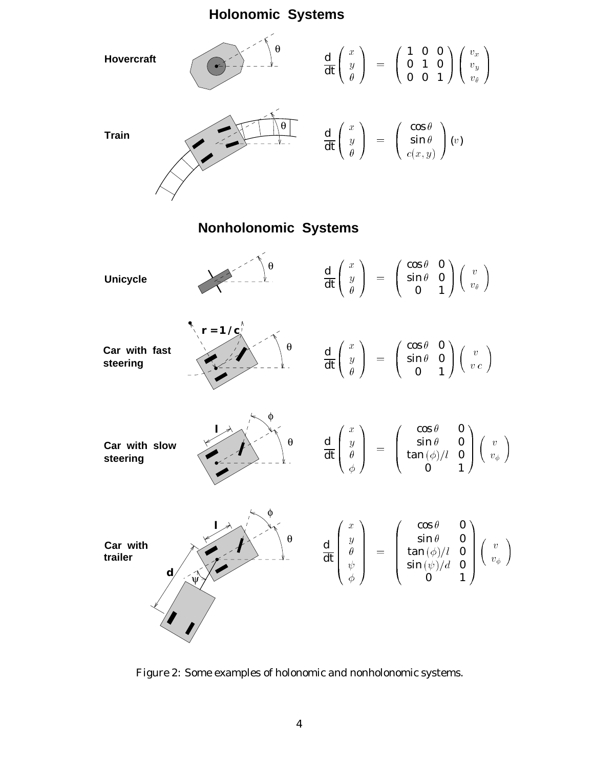## Holonomic Systems

**Hovercraft**

$$\frac{d}{dt}\begin{pmatrix} x \\ y \\ \theta \end{pmatrix} = \begin{pmatrix} 1 & 0 & 0 \\ 0 & 1 & 0 \\ 0 & 0 & 1 \end{pmatrix}\begin{pmatrix} v_x \\ v_y \\ v_\theta \end{pmatrix}$$

**Train**

$$\frac{d}{dt}\begin{pmatrix} x \\ y \\ \theta \end{pmatrix} = \begin{pmatrix} \cos\theta \\ \sin\theta \\ c(x,y) \end{pmatrix}(v)$$

## Nonholonomic Systems

**Unicycle**

$$\frac{d}{dt}\begin{pmatrix} x \\ y \\ \theta \end{pmatrix} = \begin{pmatrix} \cos\theta & 0 \\ \sin\theta & 0 \\ 0 & 1 \end{pmatrix}\begin{pmatrix} v \\ v_\theta \end{pmatrix}$$

**Car with fast steering** ($r = 1/c$)

$$\frac{d}{dt}\begin{pmatrix} x \\ y \\ \theta \end{pmatrix} = \begin{pmatrix} \cos\theta & 0 \\ \sin\theta & 0 \\ 0 & 1 \end{pmatrix}\begin{pmatrix} v \\ v\,c \end{pmatrix}$$

**Car with slow steering**

$$\frac{d}{dt}\begin{pmatrix} x \\ y \\ \theta \\ \phi \end{pmatrix} = \begin{pmatrix} \cos\theta & 0 \\ \sin\theta & 0 \\ \tan(\phi)/l & 0 \\ 0 & 1 \end{pmatrix}\begin{pmatrix} v \\ v_\phi \end{pmatrix}$$

**Car with trailer**

$$\frac{d}{dt}\begin{pmatrix} x \\ y \\ \theta \\ \psi \\ \phi \end{pmatrix} = \begin{pmatrix} \cos\theta & 0 \\ \sin\theta & 0 \\ \tan(\phi)/l & 0 \\ \sin(\psi)/d & 0 \\ 0 & 1 \end{pmatrix}\begin{pmatrix} v \\ v_\phi \end{pmatrix}$$

Figure 2: Some examples of holonomic and nonholonomic systems.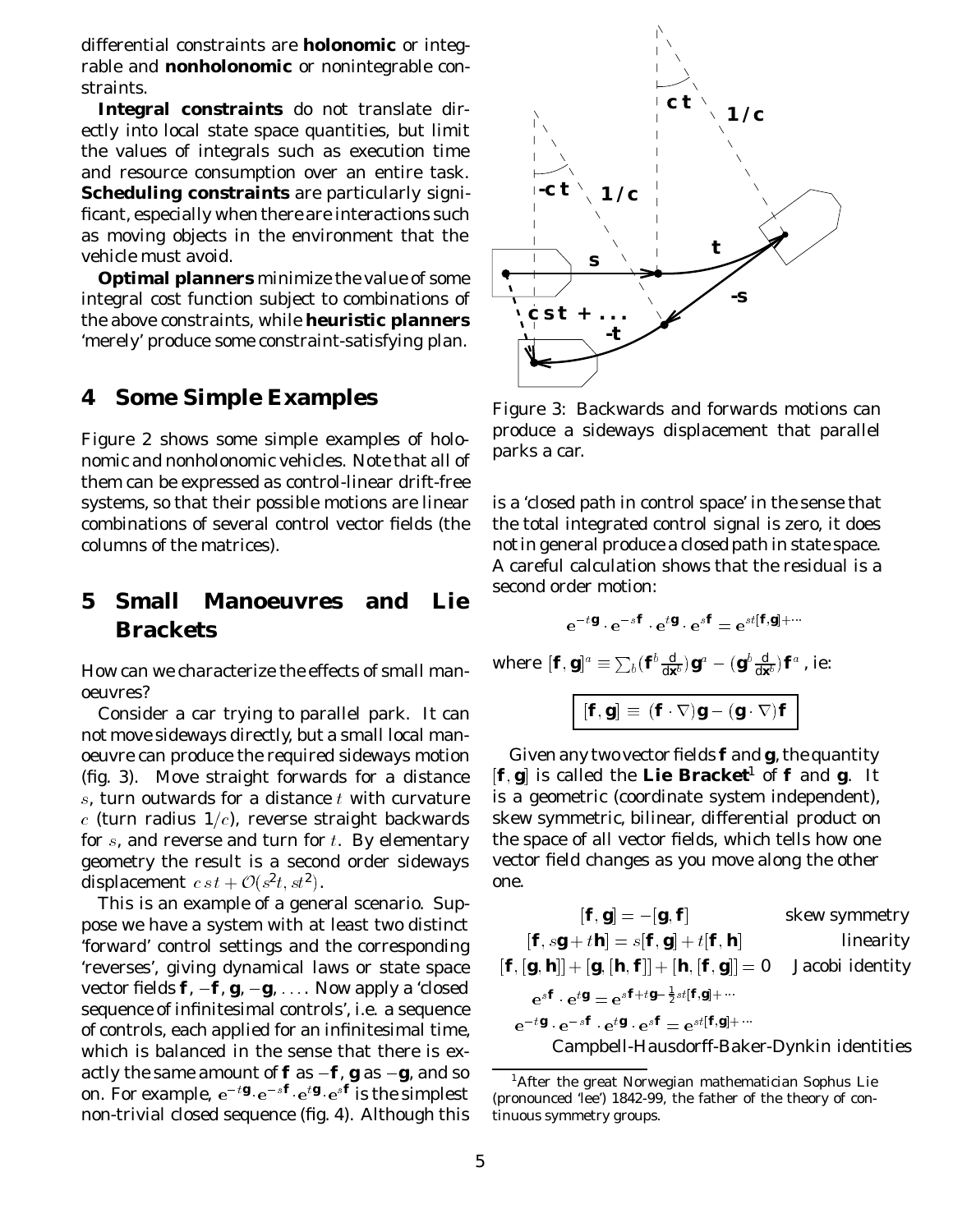differential constraints are **holonomic** or integrable and **nonholonomic** or nonintegrable constraints.

**Integral constraints** do not translate directly into local state space quantities, but limit the values of integrals such as execution time and resource consumption over an entire task. **Scheduling constraints** are particularly significant, especially when there are interactions such as moving objects in the environment that the vehicle must avoid.

**Optimal planners** minimize the value of some integral cost function subject to combinations of the above constraints, while **heuristic planners** 'merely' produce some constraint-satisfying plan.

## 4 Some Simple Examples

Figure 2 shows some simple examples of holonomic and nonholonomic vehicles. Note that all of them can be expressed as control-linear drift-free systems, so that their possible motions are linear combinations of several control vector fields (the columns of the matrices).

## 5 Small Manoeuvres and Lie Brackets

How can we characterize the effects of small manoeuvres?

Consider a car trying to parallel park. It can not move sideways directly, but a small local manoeuvre can produce the required sideways motion (fig. 3). Move straight forwards for a distance $s$, turn outwards for a distance $t$ with curvature $c$ (turn radius $1/c$), reverse straight backwards for $s$, and reverse and turn for $t$. By elementary geometry the result is a second order sideways displacement $c\,s\,t + \mathcal{O}(s^2 t, s t^2)$.

This is an example of a general scenario. Suppose we have a system with at least two distinct 'forward' control settings and the corresponding 'reverses', giving dynamical laws or state space vector fields $\mathbf{f}$, $-\mathbf{f}$, $\mathbf{g}$, $-\mathbf{g}$, .... Now apply a 'closed sequence of infinitesimal controls', i.e. a sequence of controls, each applied for an infinitesimal time, which is balanced in the sense that there is exactly the same amount of $\mathbf{f}$ as $-\mathbf{f}$, $\mathbf{g}$ as $-\mathbf{g}$, and so on. For example, $e^{-t\mathbf{g}} \cdot e^{-s\mathbf{f}} \cdot e^{t\mathbf{g}} \cdot e^{s\mathbf{f}}$ is the simplest non-trivial closed sequence (fig. 4). Although this is a 'closed path in control space' in the sense that the total integrated control signal is zero, it does not in general produce a closed path in state space. A careful calculation shows that the residual is a second order motion:

$$e^{-t\mathbf{g}} \cdot e^{-s\mathbf{f}} \cdot e^{t\mathbf{g}} \cdot e^{s\mathbf{f}} = e^{st[\mathbf{f},\mathbf{g}]+\cdots}$$

where $[\mathbf{f},\mathbf{g}]^a \equiv \sum_b (\mathbf{f}^b \frac{d}{d\mathbf{x}^b})\mathbf{g}^a - (\mathbf{g}^b \frac{d}{d\mathbf{x}^b})\mathbf{f}^a$, ie:

$$\boxed{[\mathbf{f},\mathbf{g}] \equiv (\mathbf{f}\cdot\nabla)\mathbf{g} - (\mathbf{g}\cdot\nabla)\mathbf{f}}$$

Figure 3: Backwards and forwards motions can produce a sideways displacement that parallel parks a car.

Given any two vector fields $\mathbf{f}$ and $\mathbf{g}$, the quantity $[\mathbf{f},\mathbf{g}]$ is called the **Lie Bracket**[1] of $\mathbf{f}$ and $\mathbf{g}$. It is a geometric (coordinate system independent), skew symmetric, bilinear, differential product on the space of all vector fields, which tells how one vector field changes as you move along the other one.

$$[\mathbf{f},\mathbf{g}] = -[\mathbf{g},\mathbf{f}] \qquad \text{skew symmetry}$$

$$[\mathbf{f}, s\mathbf{g}+t\mathbf{h}] = s[\mathbf{f},\mathbf{g}] + t[\mathbf{f},\mathbf{h}] \qquad \text{linearity}$$

$$[\mathbf{f},[\mathbf{g},\mathbf{h}]] + [\mathbf{g},[\mathbf{h},\mathbf{f}]] + [\mathbf{h},[\mathbf{f},\mathbf{g}]] = 0 \qquad \text{Jacobi identity}$$

$$e^{s\mathbf{f}} \cdot e^{t\mathbf{g}} = e^{s\mathbf{f}+t\mathbf{g}-\frac{1}{2}st[\mathbf{f},\mathbf{g}]+\cdots}$$

$$e^{-t\mathbf{g}} \cdot e^{-s\mathbf{f}} \cdot e^{t\mathbf{g}} \cdot e^{s\mathbf{f}} = e^{st[\mathbf{f},\mathbf{g}]+\cdots}$$

Campbell-Hausdorff-Baker-Dynkin identities

[1] After the great Norwegian mathematician Sophus Lie (pronounced 'lee') 1842-99, the father of the theory of continuous symmetry groups.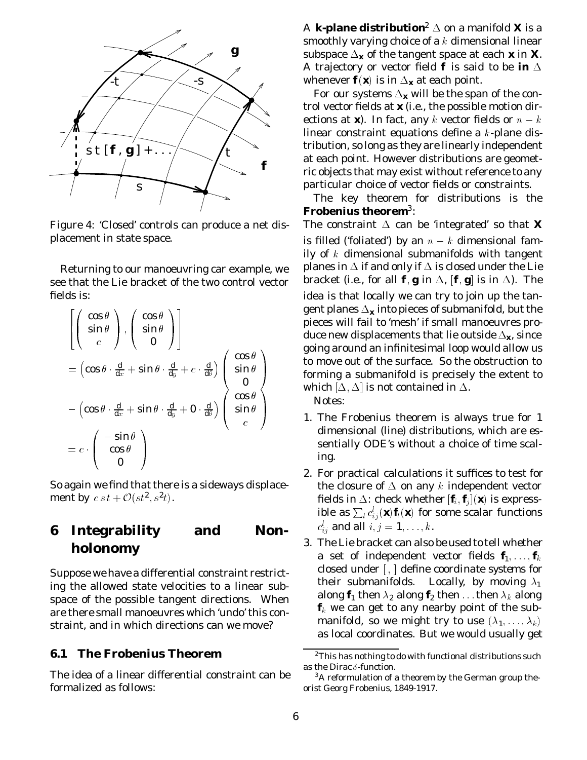Figure 4: 'Closed' controls can produce a net displacement in state space.

Returning to our manoeuvring car example, we see that the Lie bracket of the two control vector fields is:

$$\left[ \begin{pmatrix} \cos\theta \\ \sin\theta \\ c \end{pmatrix}, \begin{pmatrix} \cos\theta \\ \sin\theta \\ 0 \end{pmatrix} \right]$$

$$= \left( \cos\theta \cdot \frac{d}{dx} + \sin\theta \cdot \frac{d}{dy} + c \cdot \frac{d}{d\theta} \right) \begin{pmatrix} \cos\theta \\ \sin\theta \\ 0 \end{pmatrix}$$

$$- \left( \cos\theta \cdot \frac{d}{dx} + \sin\theta \cdot \frac{d}{dy} + 0 \cdot \frac{d}{d\theta} \right) \begin{pmatrix} \cos\theta \\ \sin\theta \\ c \end{pmatrix}$$

$$= c \cdot \begin{pmatrix} -\sin\theta \\ \cos\theta \\ 0 \end{pmatrix}$$

So again we find that there is a sideways displacement by $c\,s\,t + \mathcal{O}(st^2, s^2t)$.

## 6 Integrability and Non-holonomy

Suppose we have a differential constraint restricting the allowed state velocities to a linear subspace of the possible tangent directions. When are there small manoeuvres which 'undo' this constraint, and in which directions can we move?

### 6.1 The Frobenius Theorem

The idea of a linear differential constraint can be formalized as follows:

A **k-plane distribution**[2] $\Delta$ on a manifold $\mathbf{X}$ is a smoothly varying choice of a $k$ dimensional linear subspace $\Delta_{\mathbf{x}}$ of the tangent space at each $\mathbf{x}$ in $\mathbf{X}$. A trajectory or vector field $\mathbf{f}$ is said to be **in** $\Delta$ whenever $\mathbf{f}(\mathbf{x})$ is in $\Delta_{\mathbf{x}}$ at each point.

For our systems $\Delta_{\mathbf{x}}$ will be the span of the control vector fields at $\mathbf{x}$ (i.e., the possible motion directions at $\mathbf{x}$). In fact, any $k$ vector fields or $n-k$ linear constraint equations define a $k$-plane distribution, so long as they are linearly independent at each point. However distributions are geometric objects that may exist without reference to any particular choice of vector fields or constraints.

The key theorem for distributions is the **Frobenius theorem**[3]:

The constraint $\Delta$ can be 'integrated' so that $\mathbf{X}$ is filled ('foliated') by an $n-k$ dimensional family of $k$ dimensional submanifolds with tangent planes in $\Delta$ if and only if $\Delta$ is closed under the Lie bracket (i.e., for all $\mathbf{f}, \mathbf{g}$ in $\Delta$, $[\mathbf{f}, \mathbf{g}]$ is in $\Delta$). The idea is that locally we can try to join up the tangent planes $\Delta_{\mathbf{x}}$ into pieces of submanifold, but the pieces will fail to 'mesh' if small manoeuvres produce new displacements that lie outside $\Delta_{\mathbf{x}}$, since going around an infinitesimal loop would allow us to move out of the surface. So the obstruction to forming a submanifold is precisely the extent to which $[\Delta, \Delta]$ is not contained in $\Delta$.

Notes:

1. The Frobenius theorem is always true for 1 dimensional (line) distributions, which are essentially ODE's without a choice of time scaling.
2. For practical calculations it suffices to test for the closure of $\Delta$ on any $k$ independent vector fields in $\Delta$: check whether $[\mathbf{f}_i, \mathbf{f}_j](\mathbf{x})$ is expressible as $\sum_l c^l_{ij}(\mathbf{x})\mathbf{f}_l(\mathbf{x})$ for some scalar functions $c^l_{ij}$ and all $i, j = 1, \ldots, k$.
3. The Lie bracket can also be used to tell whether a set of independent vector fields $\mathbf{f}_1, \ldots, \mathbf{f}_k$ closed under $[\,,\,]$ define coordinate systems for their submanifolds. Locally, by moving $\lambda_1$ along $\mathbf{f}_1$ then $\lambda_2$ along $\mathbf{f}_2$ then $\ldots$ then $\lambda_k$ along $\mathbf{f}_k$ we can get to any nearby point of the submanifold, so we might try to use $(\lambda_1, \ldots, \lambda_k)$ as local coordinates. But we would usually get

[2] This has nothing to do with functional distributions such as the Dirac $\delta$-function.

[3] A reformulation of a theorem by the German group theorist Georg Frobenius, 1849-1917.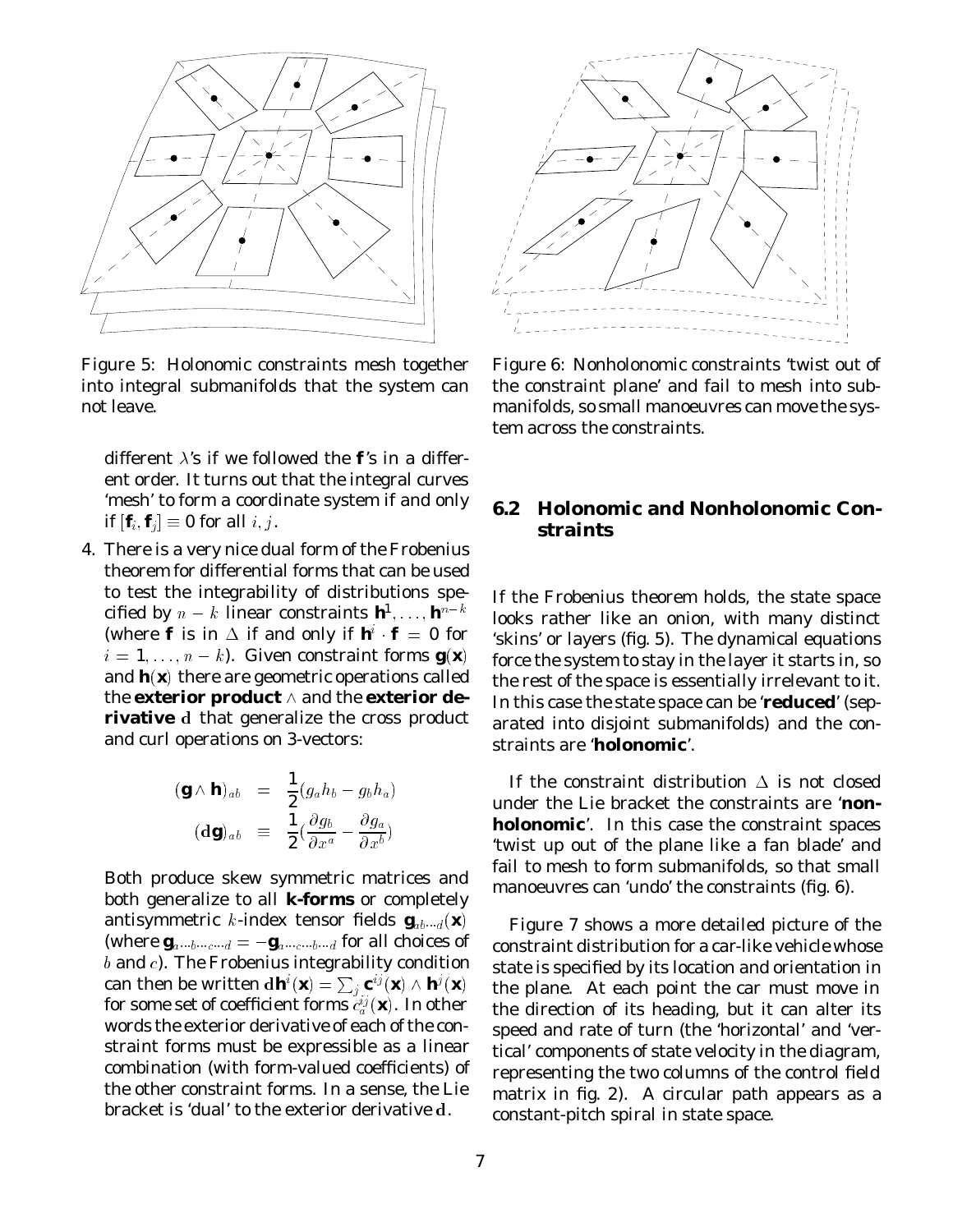Figure 5: Holonomic constraints mesh together into integral submanifolds that the system can not leave.

Figure 6: Nonholonomic constraints 'twist out of the constraint plane' and fail to mesh into submanifolds, so small manoeuvres can move the system across the constraints.

different $\lambda$'s if we followed the $\mathbf{f}$'s in a different order. It turns out that the integral curves 'mesh' to form a coordinate system if and only if $[\mathbf{f}_i, \mathbf{f}_j] \equiv 0$ for all $i, j$.

4. There is a very nice dual form of the Frobenius theorem for differential forms that can be used to test the integrability of distributions specified by $n-k$ linear constraints $\mathbf{h}^1, \ldots, \mathbf{h}^{n-k}$ (where $\mathbf{f}$ is in $\Delta$ if and only if $\mathbf{h}^i \cdot \mathbf{f} = 0$ for $i = 1, \ldots, n-k$). Given constraint forms $\mathbf{g}(\mathbf{x})$ and $\mathbf{h}(\mathbf{x})$ there are geometric operations called the **exterior product** $\wedge$ and the **exterior derivative** $\mathrm{d}$ that generalize the cross product and curl operations on 3-vectors:

$$
\begin{aligned}
(\mathbf{g} \wedge \mathbf{h})_{ab} &= \frac{1}{2}(g_a h_b - g_b h_a) \\
(\mathrm{d}\mathbf{g})_{ab} &\equiv \frac{1}{2}\left(\frac{\partial g_b}{\partial x^a} - \frac{\partial g_a}{\partial x^b}\right)
\end{aligned}
$$

Both produce skew symmetric matrices and both generalize to all **k-forms** or completely antisymmetric $k$-index tensor fields $\mathbf{g}_{ab\cdots d}(\mathbf{x})$ (where $\mathbf{g}_{a\cdots b\cdots c\cdots d} = -\mathbf{g}_{a\cdots c\cdots b\cdots d}$ for all choices of $b$ and $c$). The Frobenius integrability condition can then be written $\mathrm{d}\mathbf{h}^i(\mathbf{x}) = \sum_j \mathbf{c}^{ij}(\mathbf{x}) \wedge \mathbf{h}^j(\mathbf{x})$ for some set of coefficient forms $c_a^{ij}(\mathbf{x})$. In other words the exterior derivative of each of the constraint forms must be expressible as a linear combination (with form-valued coefficients) of the other constraint forms. In a sense, the Lie bracket is 'dual' to the exterior derivative $\mathrm{d}$.

## 6.2 Holonomic and Nonholonomic Constraints

If the Frobenius theorem holds, the state space looks rather like an onion, with many distinct 'skins' or layers (fig. 5). The dynamical equations force the system to stay in the layer it starts in, so the rest of the space is essentially irrelevant to it. In this case the state space can be '**reduced**' (separated into disjoint submanifolds) and the constraints are '**holonomic**'.

If the constraint distribution $\Delta$ is not closed under the Lie bracket the constraints are '**nonholonomic**'. In this case the constraint spaces 'twist up out of the plane like a fan blade' and fail to mesh to form submanifolds, so that small manoeuvres can 'undo' the constraints (fig. 6).

Figure 7 shows a more detailed picture of the constraint distribution for a car-like vehicle whose state is specified by its location and orientation in the plane. At each point the car must move in the direction of its heading, but it can alter its speed and rate of turn (the 'horizontal' and 'vertical' components of state velocity in the diagram, representing the two columns of the control field matrix in fig. 2). A circular path appears as a constant-pitch spiral in state space.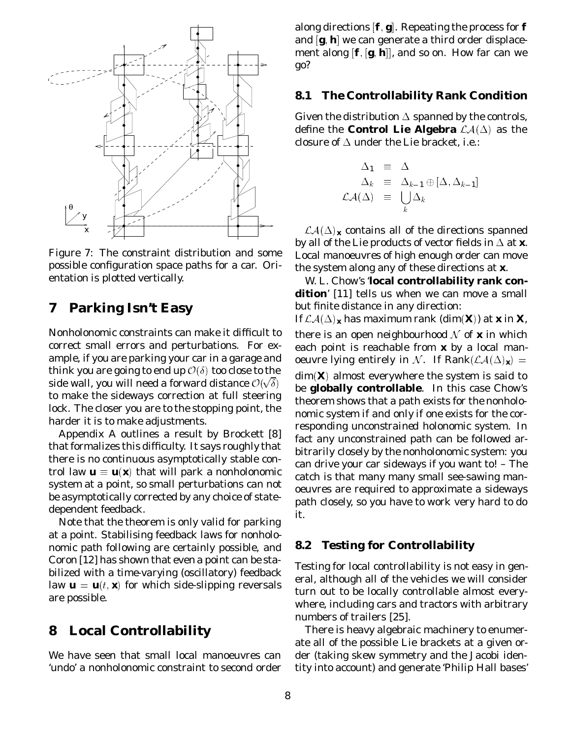Figure 7: The constraint distribution and some possible configuration space paths for a car. Orientation is plotted vertically.

## 7 Parking Isn't Easy

Nonholonomic constraints can make it difficult to correct small errors and perturbations. For example, if you are parking your car in a garage and think you are going to end up $\mathcal{O}(\delta)$ too close to the side wall, you will need a forward distance $\mathcal{O}(\sqrt{\delta})$ to make the sideways correction at full steering lock. The closer you are to the stopping point, the harder it is to make adjustments.

Appendix A outlines a result by Brockett [8] that formalizes this difficulty. It says roughly that there is no continuous asymptotically stable control law $\mathbf{u} = \mathbf{u}(\mathbf{x})$ that will park a nonholonomic system at a point, so small perturbations can not be asymptotically corrected by any choice of state-dependent feedback.

Note that the theorem is only valid for parking at a point. Stabilising feedback laws for nonholonomic path following are certainly possible, and Coron [12] has shown that even a point can be stabilized with a time-varying (oscillatory) feedback law $\mathbf{u} = \mathbf{u}(t, \mathbf{x})$ for which side-slipping reversals are possible.

## 8 Local Controllability

We have seen that small local manoeuvres can 'undo' a nonholonomic constraint to second order along directions $[\mathbf{f}, \mathbf{g}]$. Repeating the process for $\mathbf{f}$ and $[\mathbf{g}, \mathbf{h}]$ we can generate a third order displacement along $[\mathbf{f}, [\mathbf{g}, \mathbf{h}]]$, and so on. How far can we go?

### 8.1 The Controllability Rank Condition

Given the distribution $\Delta$ spanned by the controls, define the **Control Lie Algebra** $\mathcal{LA}(\Delta)$ as the closure of $\Delta$ under the Lie bracket, i.e.:

$$
\begin{aligned}
\Delta_1 &\equiv \Delta \\
\Delta_k &\equiv \Delta_{k-1} \oplus [\Delta, \Delta_{k-1}] \\
\mathcal{LA}(\Delta) &\equiv \bigcup_k \Delta_k
\end{aligned}
$$

$\mathcal{LA}(\Delta)_{\mathbf{x}}$ contains all of the directions spanned by all of the Lie products of vector fields in $\Delta$ at $\mathbf{x}$. Local manoeuvres of high enough order can move the system along any of these directions at $\mathbf{x}$.

W. L. Chow's '**local controllability rank condition**' [11] tells us when we can move a small but finite distance in any direction:

If $\mathcal{LA}(\Delta)_{\mathbf{x}}$ has maximum rank ($\dim(\mathbf{X})$) at $\mathbf{x}$ in $\mathbf{X}$, there is an open neighbourhood $\mathcal{N}$ of $\mathbf{x}$ in which each point is reachable from $\mathbf{x}$ by a local manoeuvre lying entirely in $\mathcal{N}$. If $\text{Rank}(\mathcal{LA}(\Delta)_{\mathbf{x}}) = \dim(\mathbf{X})$ almost everywhere the system is said to be **globally controllable**. In this case Chow's theorem shows that a path exists for the nonholonomic system if and only if one exists for the corresponding unconstrained holonomic system. In fact any unconstrained path can be followed arbitrarily closely by the nonholonomic system: you can drive your car sideways if you want to! – The catch is that many many small see-sawing manoeuvres are required to approximate a sideways path closely, so you have to work very hard to do it.

### 8.2 Testing for Controllability

Testing for local controllability is not easy in general, although all of the vehicles we will consider turn out to be locally controllable almost everywhere, including cars and tractors with arbitrary numbers of trailers [25].

There is heavy algebraic machinery to enumerate all of the possible Lie brackets at a given order (taking skew symmetry and the Jacobi identity into account) and generate 'Philip Hall bases'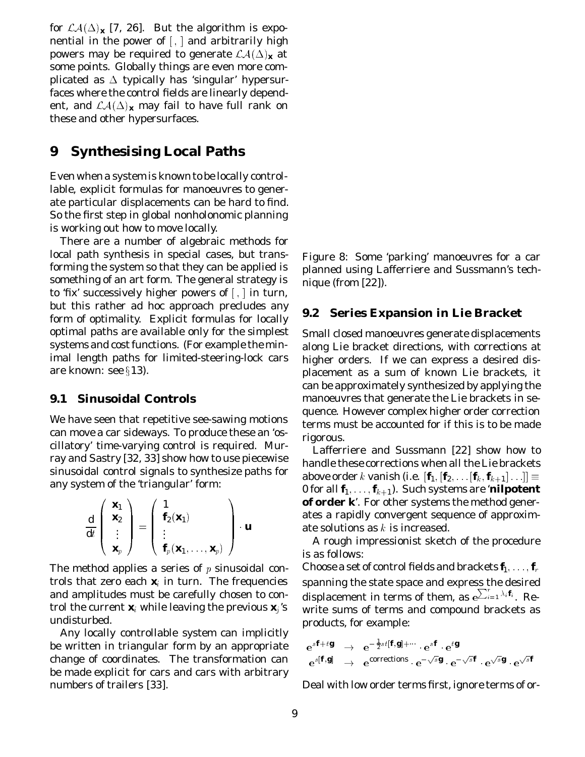for $\mathcal{LA}(\Delta)_{\mathbf{x}}$ [7, 26]. But the algorithm is exponential in the power of $[\,,\,]$ and arbitrarily high powers may be required to generate $\mathcal{LA}(\Delta)_{\mathbf{x}}$ at some points. Globally things are even more complicated as $\Delta$ typically has 'singular' hypersurfaces where the control fields are linearly dependent, and $\mathcal{LA}(\Delta)_{\mathbf{x}}$ may fail to have full rank on these and other hypersurfaces.

# 9 Synthesising Local Paths

Even when a system is known to be locally controllable, explicit formulas for manoeuvres to generate particular displacements can be hard to find. So the first step in global nonholonomic planning is working out how to move locally.

There are a number of algebraic methods for local path synthesis in special cases, but transforming the system so that they can be applied is something of an art form. The general strategy is to 'fix' successively higher powers of $[\,,\,]$ in turn, but this rather ad hoc approach precludes any form of optimality. Explicit formulas for locally optimal paths are available only for the simplest systems and cost functions. (For example the minimal length paths for limited-steering-lock cars are known: see §13).

## 9.1 Sinusoidal Controls

We have seen that repetitive see-sawing motions can move a car sideways. To produce these an 'oscillatory' time-varying control is required. Murray and Sastry [32, 33] show how to use piecewise sinusoidal control signals to synthesize paths for any system of the 'triangular' form:

$$\frac{d}{dt}\begin{pmatrix} \mathbf{x}_1 \\ \mathbf{x}_2 \\ \vdots \\ \mathbf{x}_p \end{pmatrix} = \begin{pmatrix} 1 & & \\ \mathbf{f}_2(\mathbf{x}_1) & & \\ \vdots & & \\ \mathbf{f}_p(\mathbf{x}_1,\ldots,\mathbf{x}_p) & & \end{pmatrix} \cdot \mathbf{u}$$

The method applies a series of $p$ sinusoidal controls that zero each $\mathbf{x}_i$ in turn. The frequencies and amplitudes must be carefully chosen to control the current $\mathbf{x}_i$ while leaving the previous $\mathbf{x}_j$'s undisturbed.

Any locally controllable system can implicitly be written in triangular form by an appropriate change of coordinates. The transformation can be made explicit for cars and cars with arbitrary numbers of trailers [33].

Figure 8: Some 'parking' manoeuvres for a car planned using Lafferriere and Sussmann's technique (from [22]).

## 9.2 Series Expansion in Lie Bracket

Small closed manoeuvres generate displacements along Lie bracket directions, with corrections at higher orders. If we can express a desired displacement as a sum of known Lie brackets, it can be approximately synthesized by applying the manoeuvres that generate the Lie brackets in sequence. However complex higher order correction terms must be accounted for if this is to be made rigorous.

Lafferriere and Sussmann [22] show how to handle these corrections when all the Lie brackets above order $k$ vanish (i.e. $[\mathbf{f}_1,[\mathbf{f}_2,\ldots[\mathbf{f}_k,\mathbf{f}_{k+1}]\ldots]] \equiv 0$ for all $\mathbf{f}_1,\ldots,\mathbf{f}_{k+1}$). Such systems are '**nilpotent of order k**'. For other systems the method generates a rapidly convergent sequence of approximate solutions as $k$ is increased.

A rough impressionist sketch of the procedure is as follows:

Choose a set of control fields and brackets $\mathbf{f}_1,\ldots,\mathbf{f}_r$ spanning the state space and express the desired displacement in terms of them, as $e^{\sum_{i=1}^{r}\lambda_i\mathbf{f}_i}$. Rewrite sums of terms and compound brackets as products, for example:

$$\begin{aligned} e^{s\mathbf{f}+t\mathbf{g}} &\rightarrow e^{-\frac{1}{2}st[\mathbf{f},\mathbf{g}]+\cdots}\cdot e^{s\mathbf{f}}\cdot e^{t\mathbf{g}} \\ e^{s[\mathbf{f},\mathbf{g}]} &\rightarrow e^{\text{corrections}}\cdot e^{-\sqrt{s}\mathbf{g}}\cdot e^{-\sqrt{s}\mathbf{f}}\cdot e^{\sqrt{s}\mathbf{g}}\cdot e^{\sqrt{s}\mathbf{f}} \end{aligned}$$

Deal with low order terms first, ignore terms of or-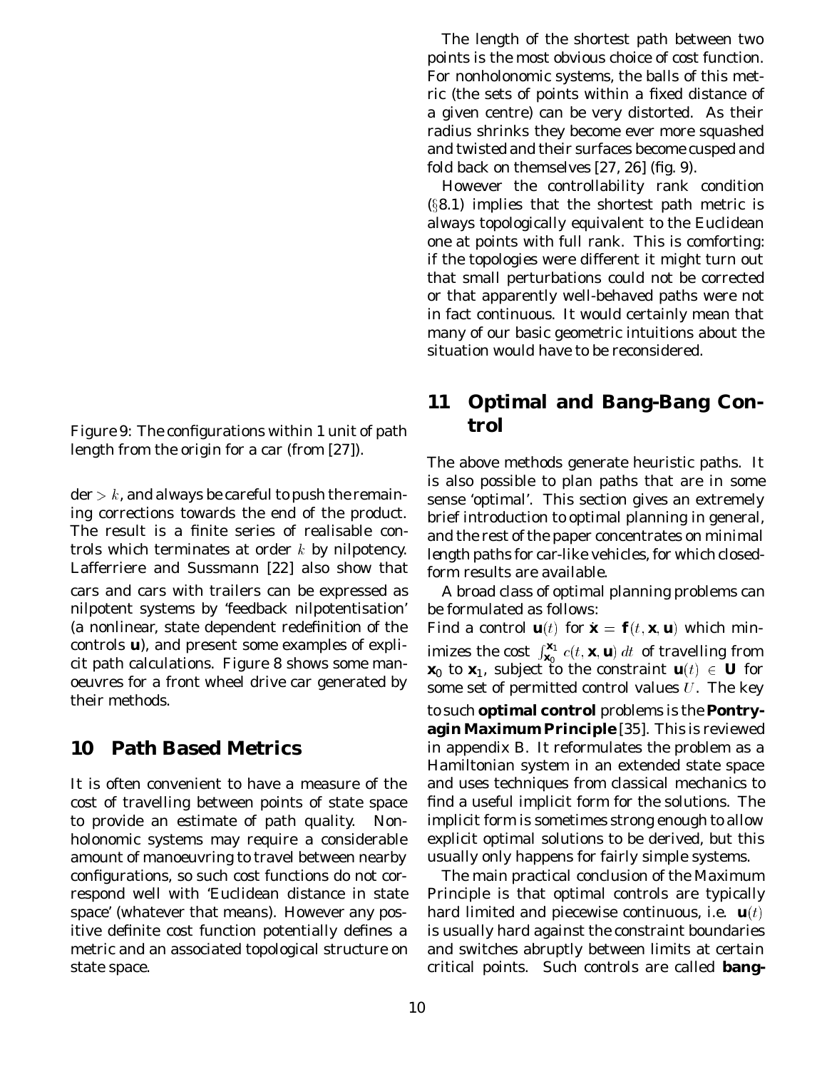Figure 9: The configurations within 1 unit of path length from the origin for a car (from [27]).

der $> k$, and always be careful to push the remaining corrections towards the end of the product. The result is a finite series of realisable controls which terminates at order $k$ by nilpotency. Lafferriere and Sussmann [22] also show that cars and cars with trailers can be expressed as nilpotent systems by 'feedback nilpotentisation' (a nonlinear, state dependent redefinition of the controls $\mathbf{u}$), and present some examples of explicit path calculations. Figure 8 shows some manoeuvres for a front wheel drive car generated by their methods.

## 10 Path Based Metrics

It is often convenient to have a measure of the cost of travelling between points of state space to provide an estimate of path quality. Nonholonomic systems may require a considerable amount of manoeuvring to travel between nearby configurations, so such cost functions do not correspond well with 'Euclidean distance in state space' (whatever that means). However any positive definite cost function potentially defines a metric and an associated topological structure on state space.

The length of the shortest path between two points is the most obvious choice of cost function. For nonholonomic systems, the balls of this metric (the sets of points within a fixed distance of a given centre) can be very distorted. As their radius shrinks they become ever more squashed and twisted and their surfaces become cusped and fold back on themselves [27, 26] (fig. 9).

However the controllability rank condition (§8.1) implies that the shortest path metric is always topologically equivalent to the Euclidean one at points with full rank. This is comforting: if the topologies were different it might turn out that small perturbations could not be corrected or that apparently well-behaved paths were not in fact continuous. It would certainly mean that many of our basic geometric intuitions about the situation would have to be reconsidered.

## 11 Optimal and Bang-Bang Control

The above methods generate heuristic paths. It is also possible to plan paths that are in some sense 'optimal'. This section gives an extremely brief introduction to optimal planning in general, and the rest of the paper concentrates on minimal length paths for car-like vehicles, for which closed-form results are available.

A broad class of optimal planning problems can be formulated as follows:
Find a control $\mathbf{u}(t)$ for $\dot{\mathbf{x}} = \mathbf{f}(t, \mathbf{x}, \mathbf{u})$ which minimizes the cost $\int_{\mathbf{x}_0}^{\mathbf{x}_1} c(t, \mathbf{x}, \mathbf{u})\, dt$ of travelling from $\mathbf{x}_0$ to $\mathbf{x}_1$, subject to the constraint $\mathbf{u}(t) \in \mathbf{U}$ for some set of permitted control values $U$. The key to such **optimal control** problems is the **Pontryagin Maximum Principle** [35]. This is reviewed in appendix B. It reformulates the problem as a Hamiltonian system in an extended state space and uses techniques from classical mechanics to find a useful implicit form for the solutions. The implicit form is sometimes strong enough to allow explicit optimal solutions to be derived, but this usually only happens for fairly simple systems.

The main practical conclusion of the Maximum Principle is that optimal controls are typically hard limited and piecewise continuous, i.e. $\mathbf{u}(t)$ is usually hard against the constraint boundaries and switches abruptly between limits at certain critical points. Such controls are called **bang-**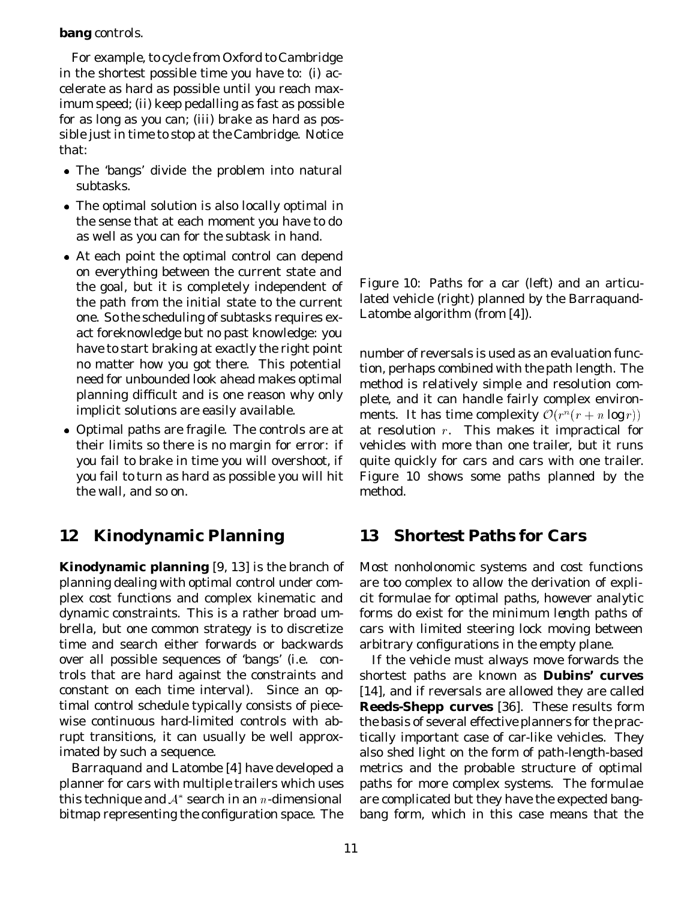**bang** controls.

For example, to cycle from Oxford to Cambridge in the shortest possible time you have to: (i) accelerate as hard as possible until you reach maximum speed; (ii) keep pedalling as fast as possible for as long as you can; (iii) brake as hard as possible just in time to stop at the Cambridge. Notice that:

- The 'bangs' divide the problem into natural subtasks.
- The optimal solution is also locally optimal in the sense that at each moment you have to do as well as you can for the subtask in hand.
- At each point the optimal control can depend on everything between the current state and the goal, but it is completely independent of the path from the initial state to the current one. So the scheduling of subtasks requires exact foreknowledge but no past knowledge: you have to start braking at exactly the right point no matter how you got there. This potential need for unbounded look ahead makes optimal planning difficult and is one reason why only implicit solutions are easily available.
- Optimal paths are fragile. The controls are at their limits so there is no margin for error: if you fail to brake in time you will overshoot, if you fail to turn as hard as possible you will hit the wall, and so on.

## 12 Kinodynamic Planning

**Kinodynamic planning** [9, 13] is the branch of planning dealing with optimal control under complex cost functions and complex kinematic and dynamic constraints. This is a rather broad umbrella, but one common strategy is to discretize time and search either forwards or backwards over all possible sequences of 'bangs' (i.e. controls that are hard against the constraints and constant on each time interval). Since an optimal control schedule typically consists of piecewise continuous hard-limited controls with abrupt transitions, it can usually be well approximated by such a sequence.

Barraquand and Latombe [4] have developed a planner for cars with multiple trailers which uses this technique and $\mathcal{A}^*$ search in an $n$-dimensional bitmap representing the configuration space. The number of reversals is used as an evaluation function, perhaps combined with the path length. The method is relatively simple and resolution complete, and it can handle fairly complex environments. It has time complexity $\mathcal{O}(r^n(r + n \log r))$ at resolution $r$. This makes it impractical for vehicles with more than one trailer, but it runs quite quickly for cars and cars with one trailer. Figure 10 shows some paths planned by the method.

Figure 10: Paths for a car (left) and an articulated vehicle (right) planned by the Barraquand-Latombe algorithm (from [4]).

## 13 Shortest Paths for Cars

Most nonholonomic systems and cost functions are too complex to allow the derivation of explicit formulae for optimal paths, however analytic forms do exist for the minimum length paths of cars with limited steering lock moving between arbitrary configurations in the empty plane.

If the vehicle must always move forwards the shortest paths are known as **Dubins' curves** [14], and if reversals are allowed they are called **Reeds-Shepp curves** [36]. These results form the basis of several effective planners for the practically important case of car-like vehicles. They also shed light on the form of path-length-based metrics and the probable structure of optimal paths for more complex systems. The formulae are complicated but they have the expected bang-bang form, which in this case means that the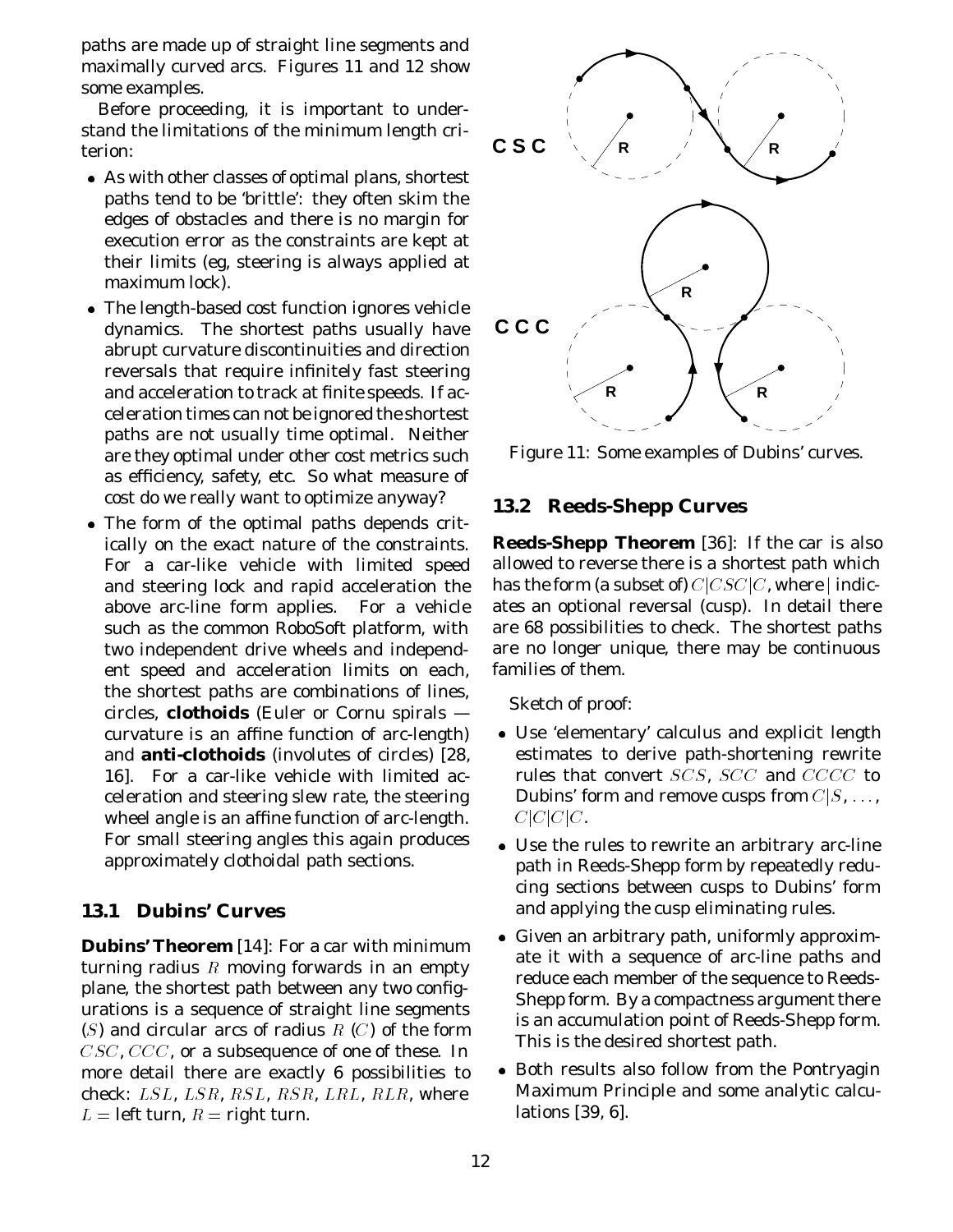paths are made up of straight line segments and maximally curved arcs. Figures 11 and 12 show some examples.

Before proceeding, it is important to understand the limitations of the minimum length criterion:

- As with other classes of optimal plans, shortest paths tend to be 'brittle': they often skim the edges of obstacles and there is no margin for execution error as the constraints are kept at their limits (eg, steering is always applied at maximum lock).
- The length-based cost function ignores vehicle dynamics. The shortest paths usually have abrupt curvature discontinuities and direction reversals that require infinitely fast steering and acceleration to track at finite speeds. If acceleration times can not be ignored the shortest paths are not usually time optimal. Neither are they optimal under other cost metrics such as efficiency, safety, etc. So what measure of cost do we really want to optimize anyway?
- The form of the optimal paths depends critically on the exact nature of the constraints. For a car-like vehicle with limited speed and steering lock and rapid acceleration the above arc-line form applies. For a vehicle such as the common RoboSoft platform, with two independent drive wheels and independent speed and acceleration limits on each, the shortest paths are combinations of lines, circles, **clothoids** (Euler or Cornu spirals — curvature is an affine function of arc-length) and **anti-clothoids** (involutes of circles) [28, 16]. For a car-like vehicle with limited acceleration and steering slew rate, the steering wheel angle is an affine function of arc-length. For small steering angles this again produces approximately clothoidal path sections.

### 13.1 Dubins' Curves

**Dubins' Theorem** [14]: For a car with minimum turning radius $R$ moving forwards in an empty plane, the shortest path between any two configurations is a sequence of straight line segments ($S$) and circular arcs of radius $R$ ($C$) of the form $CSC$, $CCC$, or a subsequence of one of these. In more detail there are exactly 6 possibilities to check: $LSL$, $LSR$, $RSL$, $RSR$, $LRL$, $RLR$, where $L =$ left turn, $R =$ right turn.

Figure 11: Some examples of Dubins' curves.

### 13.2 Reeds-Shepp Curves

**Reeds-Shepp Theorem** [36]: If the car is also allowed to reverse there is a shortest path which has the form (a subset of) $C|CSC|C$, where $|$ indicates an optional reversal (cusp). In detail there are 68 possibilities to check. The shortest paths are no longer unique, there may be continuous families of them.

Sketch of proof:

- Use 'elementary' calculus and explicit length estimates to derive path-shortening rewrite rules that convert $SCS$, $SCC$ and $CCCC$ to Dubins' form and remove cusps from $C|S$, ..., $C|C|C|C$.
- Use the rules to rewrite an arbitrary arc-line path in Reeds-Shepp form by repeatedly reducing sections between cusps to Dubins' form and applying the cusp eliminating rules.
- Given an arbitrary path, uniformly approximate it with a sequence of arc-line paths and reduce each member of the sequence to Reeds-Shepp form. By a compactness argument there is an accumulation point of Reeds-Shepp form. This is the desired shortest path.
- Both results also follow from the Pontryagin Maximum Principle and some analytic calculations [39, 6].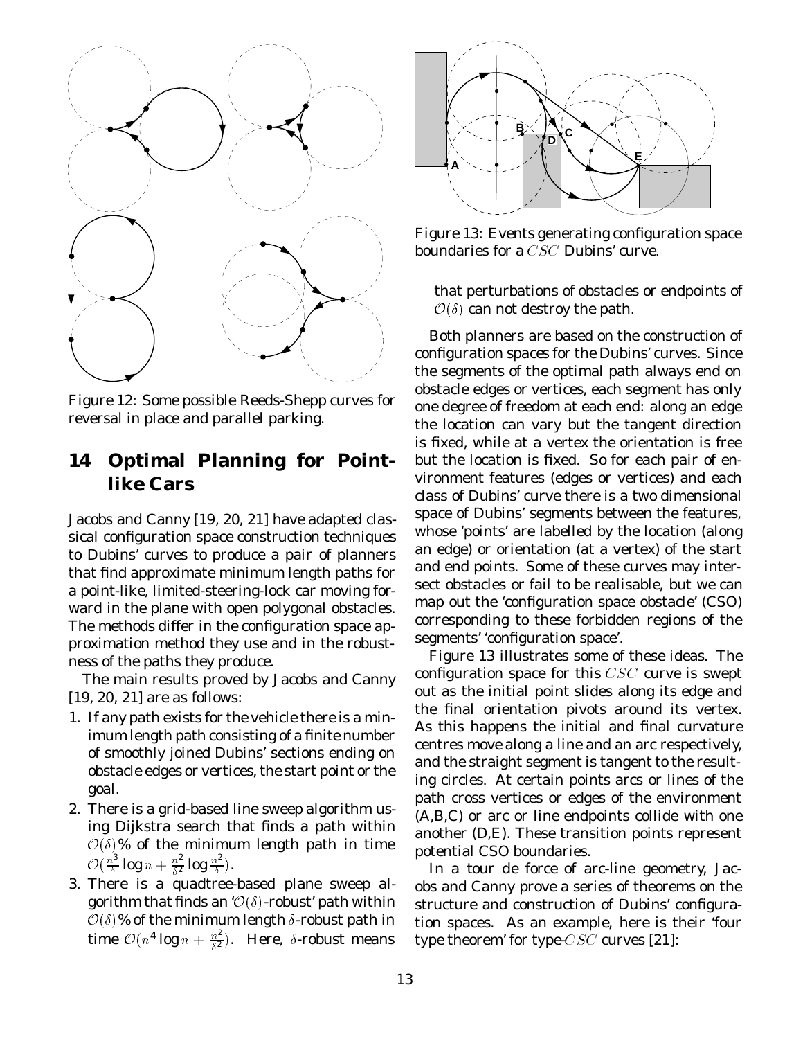Figure 12: Some possible Reeds-Shepp curves for reversal in place and parallel parking.

## 14 Optimal Planning for Point-like Cars

Jacobs and Canny [19, 20, 21] have adapted classical configuration space construction techniques to Dubins' curves to produce a pair of planners that find approximate minimum length paths for a point-like, limited-steering-lock car moving forward in the plane with open polygonal obstacles. The methods differ in the configuration space approximation method they use and in the robustness of the paths they produce.

The main results proved by Jacobs and Canny [19, 20, 21] are as follows:

1. If any path exists for the vehicle there is a minimum length path consisting of a finite number of smoothly joined Dubins' sections ending on obstacle edges or vertices, the start point or the goal.
2. There is a grid-based line sweep algorithm using Dijkstra search that finds a path within $\mathcal{O}(\delta)$% of the minimum length path in time $\mathcal{O}(\frac{n^3}{\delta}\log n + \frac{n^2}{\delta^2}\log\frac{n^2}{\delta})$.
3. There is a quadtree-based plane sweep algorithm that finds an '$\mathcal{O}(\delta)$-robust' path within $\mathcal{O}(\delta)$% of the minimum length $\delta$-robust path in time $\mathcal{O}(n^4\log n + \frac{n^2}{\delta^2})$. Here, $\delta$-robust means that perturbations of obstacles or endpoints of $\mathcal{O}(\delta)$ can not destroy the path.

Figure 13: Events generating configuration space boundaries for a $CSC$ Dubins' curve.

Both planners are based on the construction of configuration spaces for the Dubins' curves. Since the segments of the optimal path always end on obstacle edges or vertices, each segment has only one degree of freedom at each end: along an edge the location can vary but the tangent direction is fixed, while at a vertex the orientation is free but the location is fixed. So for each pair of environment features (edges or vertices) and each class of Dubins' curve there is a two dimensional space of Dubins' segments between the features, whose 'points' are labelled by the location (along an edge) or orientation (at a vertex) of the start and end points. Some of these curves may intersect obstacles or fail to be realisable, but we can map out the 'configuration space obstacle' (CSO) corresponding to these forbidden regions of the segments' 'configuration space'.

Figure 13 illustrates some of these ideas. The configuration space for this $CSC$ curve is swept out as the initial point slides along its edge and the final orientation pivots around its vertex. As this happens the initial and final curvature centres move along a line and an arc respectively, and the straight segment is tangent to the resulting circles. At certain points arcs or lines of the path cross vertices or edges of the environment (A,B,C) or arc or line endpoints collide with one another (D,E). These transition points represent potential CSO boundaries.

In a tour de force of arc-line geometry, Jacobs and Canny prove a series of theorems on the structure and construction of Dubins' configuration spaces. As an example, here is their 'four type theorem' for type-$CSC$ curves [21]: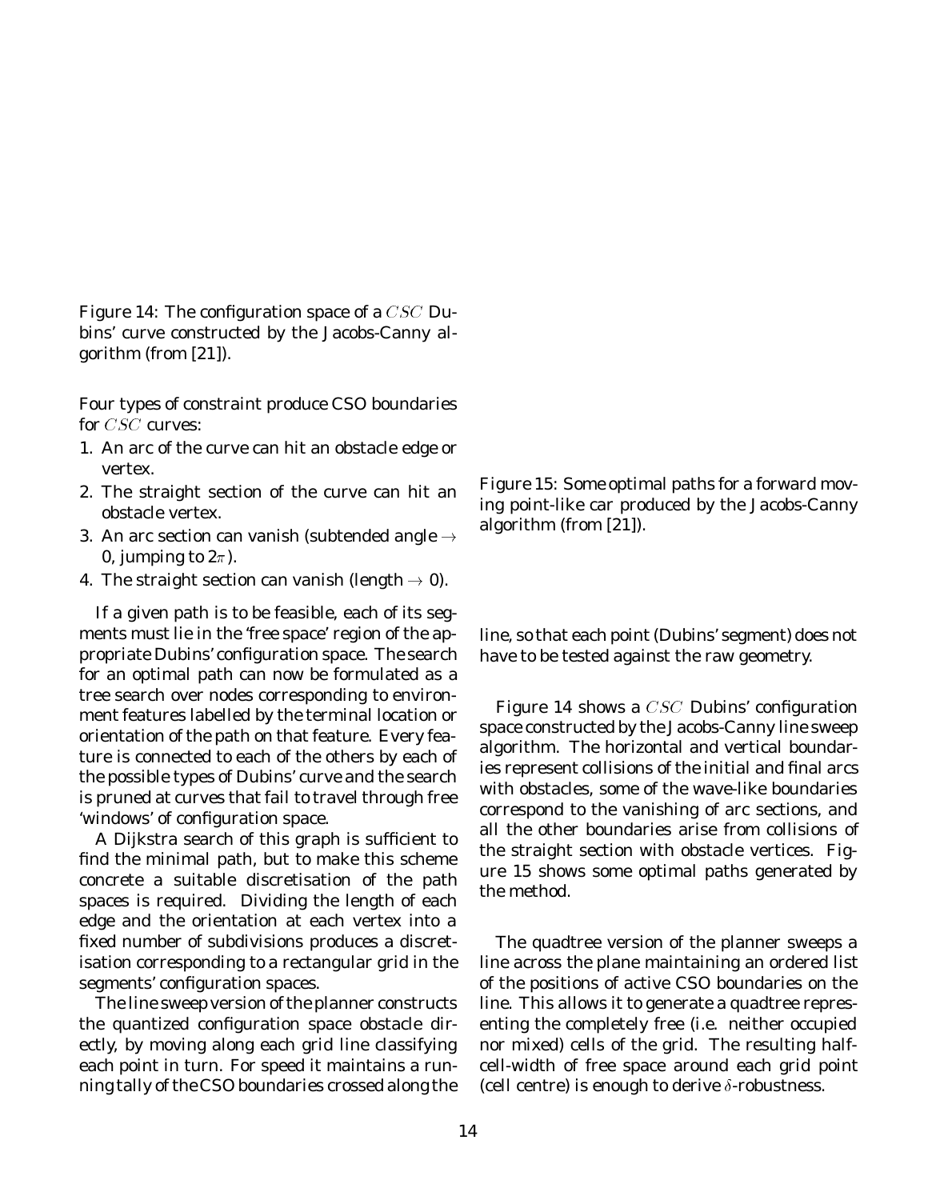Figure 14: The configuration space of a $CSC$ Dubins' curve constructed by the Jacobs-Canny algorithm (from [21]).

Four types of constraint produce CSO boundaries for $CSC$ curves:

1. An arc of the curve can hit an obstacle edge or vertex.
2. The straight section of the curve can hit an obstacle vertex.
3. An arc section can vanish (subtended angle $\rightarrow$ 0, jumping to $2\pi$).
4. The straight section can vanish (length $\rightarrow$ 0).

If a given path is to be feasible, each of its segments must lie in the 'free space' region of the appropriate Dubins' configuration space. The search for an optimal path can now be formulated as a tree search over nodes corresponding to environment features labelled by the terminal location or orientation of the path on that feature. Every feature is connected to each of the others by each of the possible types of Dubins' curve and the search is pruned at curves that fail to travel through free 'windows' of configuration space.

A Dijkstra search of this graph is sufficient to find the minimal path, but to make this scheme concrete a suitable discretisation of the path spaces is required. Dividing the length of each edge and the orientation at each vertex into a fixed number of subdivisions produces a discretisation corresponding to a rectangular grid in the segments' configuration spaces.

The line sweep version of the planner constructs the quantized configuration space obstacle directly, by moving along each grid line classifying each point in turn. For speed it maintains a running tally of the CSO boundaries crossed along the line, so that each point (Dubins' segment) does not have to be tested against the raw geometry.

Figure 15: Some optimal paths for a forward moving point-like car produced by the Jacobs-Canny algorithm (from [21]).

Figure 14 shows a $CSC$ Dubins' configuration space constructed by the Jacobs-Canny line sweep algorithm. The horizontal and vertical boundaries represent collisions of the initial and final arcs with obstacles, some of the wave-like boundaries correspond to the vanishing of arc sections, and all the other boundaries arise from collisions of the straight section with obstacle vertices. Figure 15 shows some optimal paths generated by the method.

The quadtree version of the planner sweeps a line across the plane maintaining an ordered list of the positions of active CSO boundaries on the line. This allows it to generate a quadtree representing the completely free (i.e. neither occupied nor mixed) cells of the grid. The resulting half-cell-width of free space around each grid point (cell centre) is enough to derive $\delta$-robustness.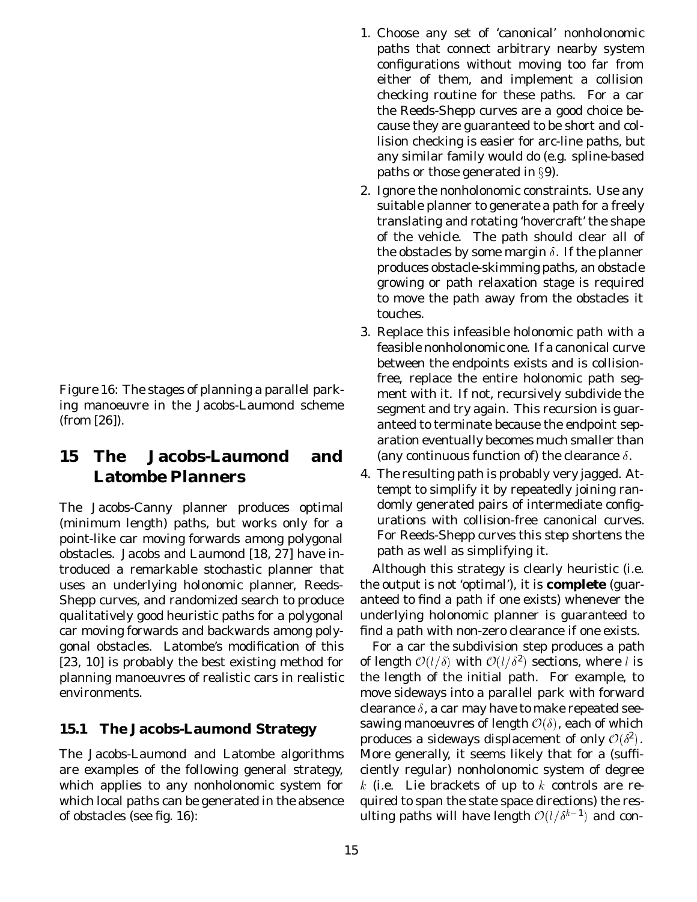Figure 16: The stages of planning a parallel parking manoeuvre in the Jacobs-Laumond scheme (from [26]).

## 15 The Jacobs-Laumond and Latombe Planners

The Jacobs-Canny planner produces optimal (minimum length) paths, but works only for a point-like car moving forwards among polygonal obstacles. Jacobs and Laumond [18, 27] have introduced a remarkable stochastic planner that uses an underlying holonomic planner, Reeds-Shepp curves, and randomized search to produce qualitatively good heuristic paths for a polygonal car moving forwards and backwards among polygonal obstacles. Latombe's modification of this [23, 10] is probably the best existing method for planning manoeuvres of realistic cars in realistic environments.

### 15.1 The Jacobs-Laumond Strategy

The Jacobs-Laumond and Latombe algorithms are examples of the following general strategy, which applies to any nonholonomic system for which local paths can be generated in the absence of obstacles (see fig. 16):

1. Choose any set of 'canonical' nonholonomic paths that connect arbitrary nearby system configurations without moving too far from either of them, and implement a collision checking routine for these paths. For a car the Reeds-Shepp curves are a good choice because they are guaranteed to be short and collision checking is easier for arc-line paths, but any similar family would do (e.g. spline-based paths or those generated in §9).
2. Ignore the nonholonomic constraints. Use any suitable planner to generate a path for a freely translating and rotating 'hovercraft' the shape of the vehicle. The path should clear all of the obstacles by some margin $\delta$. If the planner produces obstacle-skimming paths, an obstacle growing or path relaxation stage is required to move the path away from the obstacles it touches.
3. Replace this infeasible holonomic path with a feasible nonholonomic one. If a canonical curve between the endpoints exists and is collision-free, replace the entire holonomic path segment with it. If not, recursively subdivide the segment and try again. This recursion is guaranteed to terminate because the endpoint separation eventually becomes much smaller than (any continuous function of) the clearance $\delta$.
4. The resulting path is probably very jagged. Attempt to simplify it by repeatedly joining randomly generated pairs of intermediate configurations with collision-free canonical curves. For Reeds-Shepp curves this step shortens the path as well as simplifying it.

Although this strategy is clearly heuristic (i.e. the output is not 'optimal'), it is **complete** (guaranteed to find a path if one exists) whenever the underlying holonomic planner is guaranteed to find a path with non-zero clearance if one exists.

For a car the subdivision step produces a path of length $\mathcal{O}(l/\delta)$ with $\mathcal{O}(l/\delta^2)$ sections, where $l$ is the length of the initial path. For example, to move sideways into a parallel park with forward clearance $\delta$, a car may have to make repeated see-sawing manoeuvres of length $\mathcal{O}(\delta)$, each of which produces a sideways displacement of only $\mathcal{O}(\delta^2)$. More generally, it seems likely that for a (sufficiently regular) nonholonomic system of degree $k$ (i.e. Lie brackets of up to $k$ controls are required to span the state space directions) the resulting paths will have length $\mathcal{O}(l/\delta^{k-1})$ and con-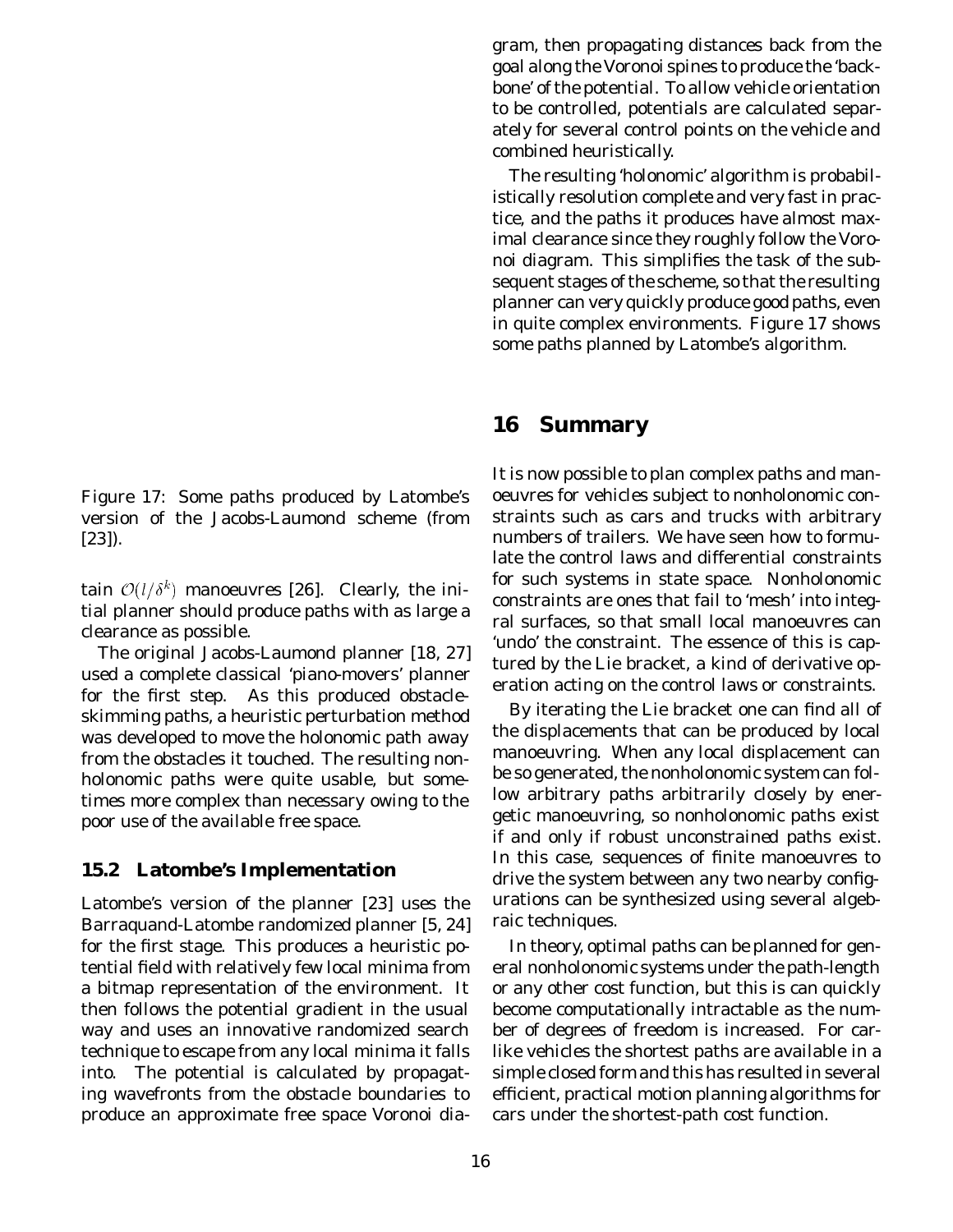Figure 17: Some paths produced by Latombe's version of the Jacobs-Laumond scheme (from [23]).

tain $\mathcal{O}(l/\delta^k)$ manoeuvres [26]. Clearly, the initial planner should produce paths with as large a clearance as possible.

The original Jacobs-Laumond planner [18, 27] used a complete classical 'piano-movers' planner for the first step. As this produced obstacle-skimming paths, a heuristic perturbation method was developed to move the holonomic path away from the obstacles it touched. The resulting nonholonomic paths were quite usable, but sometimes more complex than necessary owing to the poor use of the available free space.

### 15.2 Latombe's Implementation

Latombe's version of the planner [23] uses the Barraquand-Latombe randomized planner [5, 24] for the first stage. This produces a heuristic potential field with relatively few local minima from a bitmap representation of the environment. It then follows the potential gradient in the usual way and uses an innovative randomized search technique to escape from any local minima it falls into. The potential is calculated by propagating wavefronts from the obstacle boundaries to produce an approximate free space Voronoi diagram, then propagating distances back from the goal along the Voronoi spines to produce the 'backbone' of the potential. To allow vehicle orientation to be controlled, potentials are calculated separately for several control points on the vehicle and combined heuristically.

The resulting 'holonomic' algorithm is probabilistically resolution complete and very fast in practice, and the paths it produces have almost maximal clearance since they roughly follow the Voronoi diagram. This simplifies the task of the subsequent stages of the scheme, so that the resulting planner can very quickly produce good paths, even in quite complex environments. Figure 17 shows some paths planned by Latombe's algorithm.

## 16 Summary

It is now possible to plan complex paths and manoeuvres for vehicles subject to nonholonomic constraints such as cars and trucks with arbitrary numbers of trailers. We have seen how to formulate the control laws and differential constraints for such systems in state space. Nonholonomic constraints are ones that fail to 'mesh' into integral surfaces, so that small local manoeuvres can 'undo' the constraint. The essence of this is captured by the Lie bracket, a kind of derivative operation acting on the control laws or constraints.

By iterating the Lie bracket one can find all of the displacements that can be produced by local manoeuvring. When any local displacement can be so generated, the nonholonomic system can follow arbitrary paths arbitrarily closely by energetic manoeuvring, so nonholonomic paths exist if and only if robust unconstrained paths exist. In this case, sequences of finite manoeuvres to drive the system between any two nearby configurations can be synthesized using several algebraic techniques.

In theory, optimal paths can be planned for general nonholonomic systems under the path-length or any other cost function, but this is can quickly become computationally intractable as the number of degrees of freedom is increased. For car-like vehicles the shortest paths are available in a simple closed form and this has resulted in several efficient, practical motion planning algorithms for cars under the shortest-path cost function.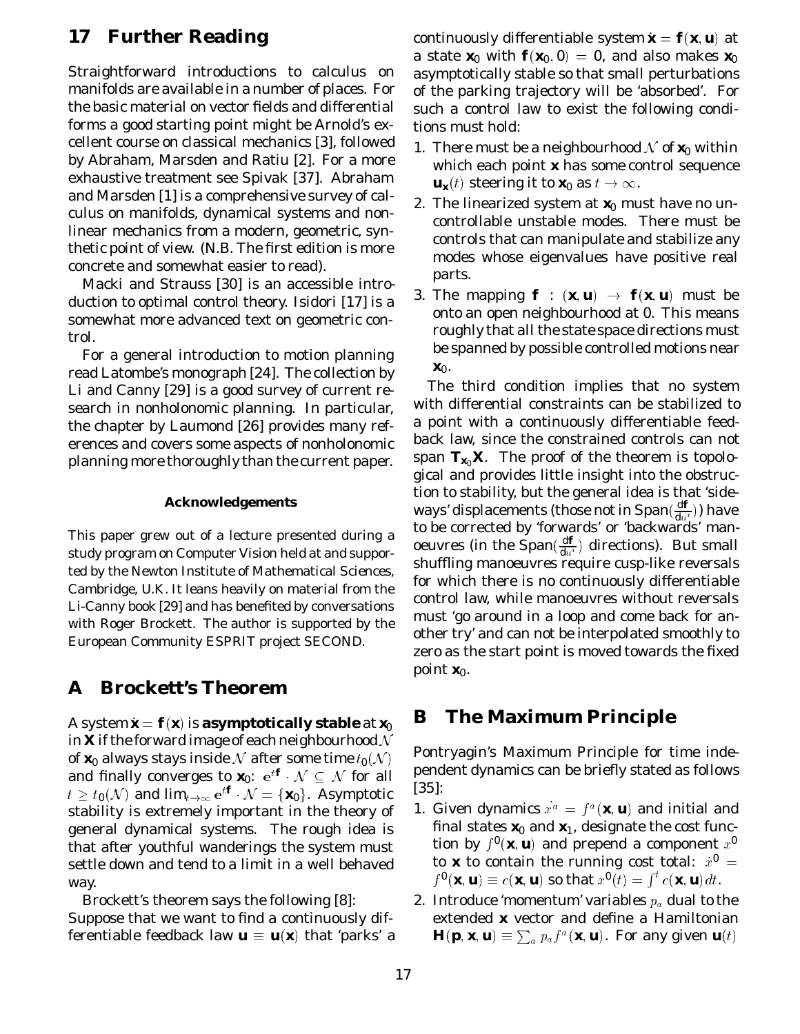## 17 Further Reading

Straightforward introductions to calculus on manifolds are available in a number of places. For the basic material on vector fields and differential forms a good starting point might be Arnold's excellent course on classical mechanics [3], followed by Abraham, Marsden and Ratiu [2]. For a more exhaustive treatment see Spivak [37]. Abraham and Marsden [1] is a comprehensive survey of calculus on manifolds, dynamical systems and nonlinear mechanics from a modern, geometric, synthetic point of view. (N.B. The first edition is more concrete and somewhat easier to read).

Macki and Strauss [30] is an accessible introduction to optimal control theory. Isidori [17] is a somewhat more advanced text on geometric control.

For a general introduction to motion planning read Latombe's monograph [24]. The collection by Li and Canny [29] is a good survey of current research in nonholonomic planning. In particular, the chapter by Laumond [26] provides many references and covers some aspects of nonholonomic planning more thoroughly than the current paper.

#### Acknowledgements

This paper grew out of a lecture presented during a study program on Computer Vision held at and supported by the Newton Institute of Mathematical Sciences, Cambridge, U.K. It leans heavily on material from the Li-Canny book [29] and has benefited by conversations with Roger Brockett. The author is supported by the European Community ESPRIT project SECOND.

## A Brockett's Theorem

A system $\dot{\mathbf{x}} = \mathbf{f}(\mathbf{x})$ is **asymptotically stable** at $\mathbf{x}_0$ in $\mathbf{X}$ if the forward image of each neighbourhood $\mathcal{N}$ of $\mathbf{x}_0$ always stays inside $\mathcal{N}$ after some time $t_0(\mathcal{N})$ and finally converges to $\mathbf{x}_0$: $e^{t\mathbf{f}} \cdot \mathcal{N} \subseteq \mathcal{N}$ for all $t \geq t_0(\mathcal{N})$ and $\lim_{t\to\infty} e^{t\mathbf{f}} \cdot \mathcal{N} = \{\mathbf{x}_0\}$. Asymptotic stability is extremely important in the theory of general dynamical systems. The rough idea is that after youthful wanderings the system must settle down and tend to a limit in a well behaved way.

Brockett's theorem says the following [8]:
Suppose that we want to find a continuously differentiable feedback law $\mathbf{u} \equiv \mathbf{u}(\mathbf{x})$ that 'parks' a continuously differentiable system $\dot{\mathbf{x}} = \mathbf{f}(\mathbf{x}, \mathbf{u})$ at a state $\mathbf{x}_0$ with $\mathbf{f}(\mathbf{x}_0, 0) = 0$, and also makes $\mathbf{x}_0$ asymptotically stable so that small perturbations of the parking trajectory will be 'absorbed'. For such a control law to exist the following conditions must hold:

1. There must be a neighbourhood $\mathcal{N}$ of $\mathbf{x}_0$ within which each point $\mathbf{x}$ has some control sequence $\mathbf{u}_{\mathbf{x}}(t)$ steering it to $\mathbf{x}_0$ as $t \to \infty$.
2. The linearized system at $\mathbf{x}_0$ must have no uncontrollable unstable modes. There must be controls that can manipulate and stabilize any modes whose eigenvalues have positive real parts.
3. The mapping $\mathbf{f} : (\mathbf{x}, \mathbf{u}) \to \mathbf{f}(\mathbf{x}, \mathbf{u})$ must be onto an open neighbourhood at 0. This means roughly that all the state space directions must be spanned by possible controlled motions near $\mathbf{x}_0$.

The third condition implies that no system with differential constraints can be stabilized to a point with a continuously differentiable feedback law, since the constrained controls can not span $\mathbf{T}_{\mathbf{x}_0}\mathbf{X}$. The proof of the theorem is topological and provides little insight into the obstruction to stability, but the general idea is that 'sideways' displacements (those not in $\mathrm{Span}(\frac{d\mathbf{f}}{du^i})$) have to be corrected by 'forwards' or 'backwards' manoeuvres (in the $\mathrm{Span}(\frac{d\mathbf{f}}{du^i})$ directions). But small shuffling manoeuvres require cusp-like reversals for which there is no continuously differentiable control law, while manoeuvres without reversals must 'go around in a loop and come back for another try' and can not be interpolated smoothly to zero as the start point is moved towards the fixed point $\mathbf{x}_0$.

## B The Maximum Principle

Pontryagin's Maximum Principle for time independent dynamics can be briefly stated as follows [35]:

1. Given dynamics $\dot{x^a} = f^a(\mathbf{x}, \mathbf{u})$ and initial and final states $\mathbf{x}_0$ and $\mathbf{x}_1$, designate the cost function by $f^0(\mathbf{x}, \mathbf{u})$ and prepend a component $x^0$ to $\mathbf{x}$ to contain the running cost total: $\dot{x}^0 = f^0(\mathbf{x}, \mathbf{u}) \equiv c(\mathbf{x}, \mathbf{u})$ so that $x^0(t) = \int^t c(\mathbf{x}, \mathbf{u})\, dt$.
2. Introduce 'momentum' variables $p_a$ dual to the extended $\mathbf{x}$ vector and define a Hamiltonian $\mathbf{H}(\mathbf{p}, \mathbf{x}, \mathbf{u}) \equiv \sum_a p_a f^a(\mathbf{x}, \mathbf{u})$. For any given $\mathbf{u}(t)$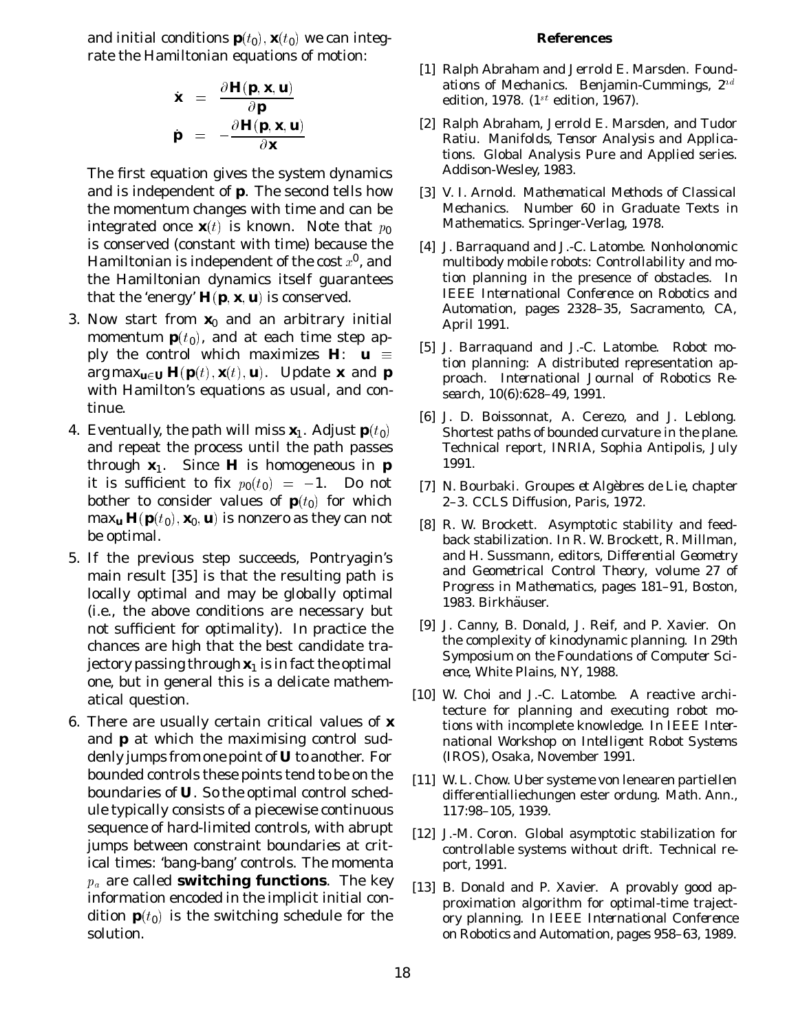and initial conditions $\mathbf{p}(t_0), \mathbf{x}(t_0)$ we can integrate the Hamiltonian equations of motion:

$$
\begin{aligned}
\dot{\mathbf{x}} &= \frac{\partial \mathbf{H}(\mathbf{p}, \mathbf{x}, \mathbf{u})}{\partial \mathbf{p}} \\
\dot{\mathbf{p}} &= -\frac{\partial \mathbf{H}(\mathbf{p}, \mathbf{x}, \mathbf{u})}{\partial \mathbf{x}}
\end{aligned}
$$

The first equation gives the system dynamics and is independent of $\mathbf{p}$. The second tells how the momentum changes with time and can be integrated once $\mathbf{x}(t)$ is known. Note that $p_0$ is conserved (constant with time) because the Hamiltonian is independent of the cost $x^0$, and the Hamiltonian dynamics itself guarantees that the 'energy' $\mathbf{H}(\mathbf{p}, \mathbf{x}, \mathbf{u})$ is conserved.

3. Now start from $\mathbf{x}_0$ and an arbitrary initial momentum $\mathbf{p}(t_0)$, and at each time step apply the control which maximizes $\mathbf{H}$: $\mathbf{u} \equiv \arg\max_{\mathbf{u} \in \mathbf{U}} \mathbf{H}(\mathbf{p}(t), \mathbf{x}(t), \mathbf{u})$. Update $\mathbf{x}$ and $\mathbf{p}$ with Hamilton's equations as usual, and continue.

4. Eventually, the path will miss $\mathbf{x}_1$. Adjust $\mathbf{p}(t_0)$ and repeat the process until the path passes through $\mathbf{x}_1$. Since $\mathbf{H}$ is homogeneous in $\mathbf{p}$ it is sufficient to fix $p_0(t_0) = -1$. Do not bother to consider values of $\mathbf{p}(t_0)$ for which $\max_{\mathbf{u}} \mathbf{H}(\mathbf{p}(t_0), \mathbf{x}_0, \mathbf{u})$ is nonzero as they can not be optimal.

5. If the previous step succeeds, Pontryagin's main result [35] is that the resulting path is locally optimal and may be globally optimal (i.e., the above conditions are necessary but not sufficient for optimality). In practice the chances are high that the best candidate trajectory passing through $\mathbf{x}_1$ is in fact the optimal one, but in general this is a delicate mathematical question.

6. There are usually certain critical values of $\mathbf{x}$ and $\mathbf{p}$ at which the maximising control suddenly jumps from one point of $\mathbf{U}$ to another. For bounded controls these points tend to be on the boundaries of $\mathbf{U}$. So the optimal control schedule typically consists of a piecewise continuous sequence of hard-limited controls, with abrupt jumps between constraint boundaries at critical times: 'bang-bang' controls. The momenta $p_a$ are called **switching functions**. The key information encoded in the implicit initial condition $\mathbf{p}(t_0)$ is the switching schedule for the solution.

## References

[1] Ralph Abraham and Jerrold E. Marsden. *Foundations of Mechanics*. Benjamin-Cummings, $2^{nd}$ edition, 1978. ($1^{st}$ edition, 1967).

[2] Ralph Abraham, Jerrold E. Marsden, and Tudor Ratiu. *Manifolds, Tensor Analysis and Applications*. Global Analysis Pure and Applied series. Addison-Wesley, 1983.

[3] V. I. Arnold. *Mathematical Methods of Classical Mechanics*. Number 60 in Graduate Texts in Mathematics. Springer-Verlag, 1978.

[4] J. Barraquand and J.-C. Latombe. Nonholonomic multibody mobile robots: Controllability and motion planning in the presence of obstacles. In *IEEE International Conference on Robotics and Automation*, pages 2328–35, Sacramento, CA, April 1991.

[5] J. Barraquand and J.-C. Latombe. Robot motion planning: A distributed representation approach. *International Journal of Robotics Research*, 10(6):628–49, 1991.

[6] J. D. Boissonnat, A. Cerezo, and J. Leblong. Shortest paths of bounded curvature in the plane. Technical report, INRIA, Sophia Antipolis, July 1991.

[7] N. Bourbaki. *Groupes et Algèbres de Lie*, chapter 2–3. CCLS Diffusion, Paris, 1972.

[8] R. W. Brockett. Asymptotic stability and feedback stabilization. In R. W. Brockett, R. Millman, and H. Sussmann, editors, *Differential Geometry and Geometrical Control Theory*, volume 27 of *Progress in Mathematics*, pages 181–91, Boston, 1983. Birkhäuser.

[9] J. Canny, B. Donald, J. Reif, and P. Xavier. On the complexity of kinodynamic planning. In *29th Symposium on the Foundations of Computer Science*, White Plains, NY, 1988.

[10] W. Choi and J.-C. Latombe. A reactive architecture for planning and executing robot motions with incomplete knowledge. In *IEEE International Workshop on Intelligent Robot Systems (IROS)*, Osaka, November 1991.

[11] W. L. Chow. Uber systeme von lenearen partiellen differentialliechungen ester ordung. *Math. Ann.*, 117:98–105, 1939.

[12] J.-M. Coron. Global asymptotic stabilization for controllable systems without drift. Technical report, 1991.

[13] B. Donald and P. Xavier. A provably good approximation algorithm for optimal-time trajectory planning. In *IEEE International Conference on Robotics and Automation*, pages 958–63, 1989.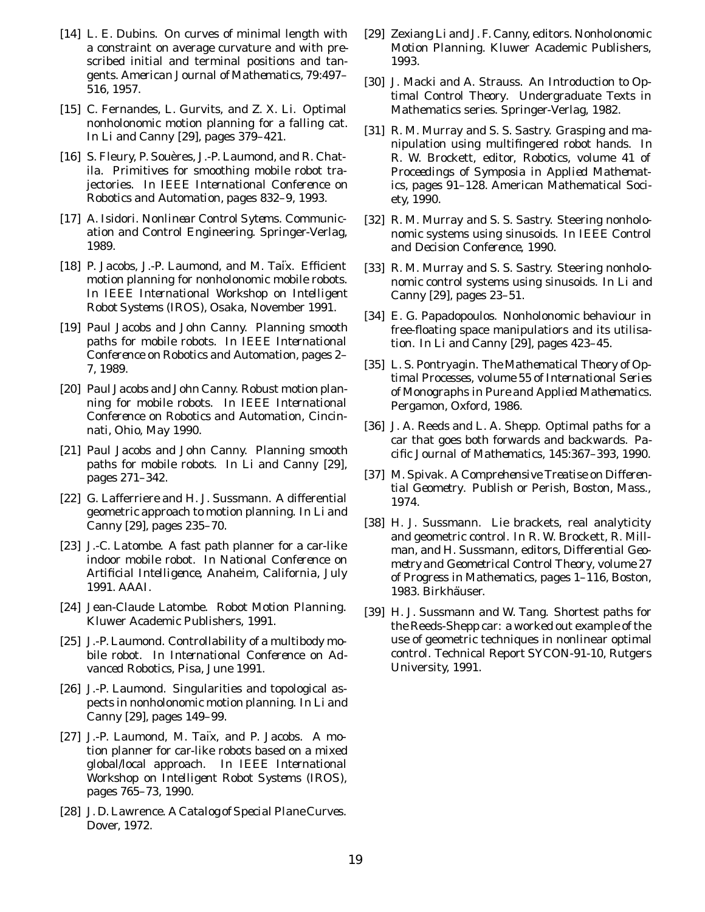[14] L. E. Dubins. On curves of minimal length with a constraint on average curvature and with prescribed initial and terminal positions and tangents. *American Journal of Mathematics*, 79:497–516, 1957.

[15] C. Fernandes, L. Gurvits, and Z. X. Li. Optimal nonholonomic motion planning for a falling cat. In Li and Canny [29], pages 379–421.

[16] S. Fleury, P. Souères, J.-P. Laumond, and R. Chatila. Primitives for smoothing mobile robot trajectories. In *IEEE International Conference on Robotics and Automation*, pages 832–9, 1993.

[17] A. Isidori. *Nonlinear Control Sytems*. Communication and Control Engineering. Springer-Verlag, 1989.

[18] P. Jacobs, J.-P. Laumond, and M. Taïx. Efficient motion planning for nonholonomic mobile robots. In *IEEE International Workshop on Intelligent Robot Systems (IROS)*, Osaka, November 1991.

[19] Paul Jacobs and John Canny. Planning smooth paths for mobile robots. In *IEEE International Conference on Robotics and Automation*, pages 2–7, 1989.

[20] Paul Jacobs and John Canny. Robust motion planning for mobile robots. In *IEEE International Conference on Robotics and Automation*, Cincinnati, Ohio, May 1990.

[21] Paul Jacobs and John Canny. Planning smooth paths for mobile robots. In Li and Canny [29], pages 271–342.

[22] G. Lafferriere and H. J. Sussmann. A differential geometric approach to motion planning. In Li and Canny [29], pages 235–70.

[23] J.-C. Latombe. A fast path planner for a car-like indoor mobile robot. In *National Conference on Artificial Intelligence*, Anaheim, California, July 1991. AAAI.

[24] Jean-Claude Latombe. *Robot Motion Planning*. Kluwer Academic Publishers, 1991.

[25] J.-P. Laumond. Controllability of a multibody mobile robot. In *International Conference on Advanced Robotics*, Pisa, June 1991.

[26] J.-P. Laumond. Singularities and topological aspects in nonholonomic motion planning. In Li and Canny [29], pages 149–99.

[27] J.-P. Laumond, M. Taïx, and P. Jacobs. A motion planner for car-like robots based on a mixed global/local approach. In *IEEE International Workshop on Intelligent Robot Systems (IROS)*, pages 765–73, 1990.

[28] J. D. Lawrence. *A Catalog of Special Plane Curves*. Dover, 1972.

[29] Zexiang Li and J. F. Canny, editors. *Nonholonomic Motion Planning*. Kluwer Academic Publishers, 1993.

[30] J. Macki and A. Strauss. *An Introduction to Optimal Control Theory*. Undergraduate Texts in Mathematics series. Springer-Verlag, 1982.

[31] R. M. Murray and S. S. Sastry. Grasping and manipulation using multifingered robot hands. In R. W. Brockett, editor, *Robotics*, volume 41 of *Proceedings of Symposia in Applied Mathematics*, pages 91–128. American Mathematical Society, 1990.

[32] R. M. Murray and S. S. Sastry. Steering nonholonomic systems using sinusoids. In *IEEE Control and Decision Conference*, 1990.

[33] R. M. Murray and S. S. Sastry. Steering nonholonomic control systems using sinusoids. In Li and Canny [29], pages 23–51.

[34] E. G. Papadopoulos. Nonholonomic behaviour in free-floating space manipulatiors and its utilisation. In Li and Canny [29], pages 423–45.

[35] L. S. Pontryagin. *The Mathematical Theory of Optimal Processes*, volume 55 of *International Series of Monographs in Pure and Applied Mathematics*. Pergamon, Oxford, 1986.

[36] J. A. Reeds and L. A. Shepp. Optimal paths for a car that goes both forwards and backwards. *Pacific Journal of Mathematics*, 145:367–393, 1990.

[37] M. Spivak. *A Comprehensive Treatise on Differential Geometry*. Publish or Perish, Boston, Mass., 1974.

[38] H. J. Sussmann. Lie brackets, real analyticity and geometric control. In R. W. Brockett, R. Millman, and H. Sussmann, editors, *Differential Geometry and Geometrical Control Theory*, volume 27 of *Progress in Mathematics*, pages 1–116, Boston, 1983. Birkhäuser.

[39] H. J. Sussmann and W. Tang. Shortest paths for the Reeds-Shepp car: a worked out example of the use of geometric techniques in nonlinear optimal control. Technical Report SYCON-91-10, Rutgers University, 1991.